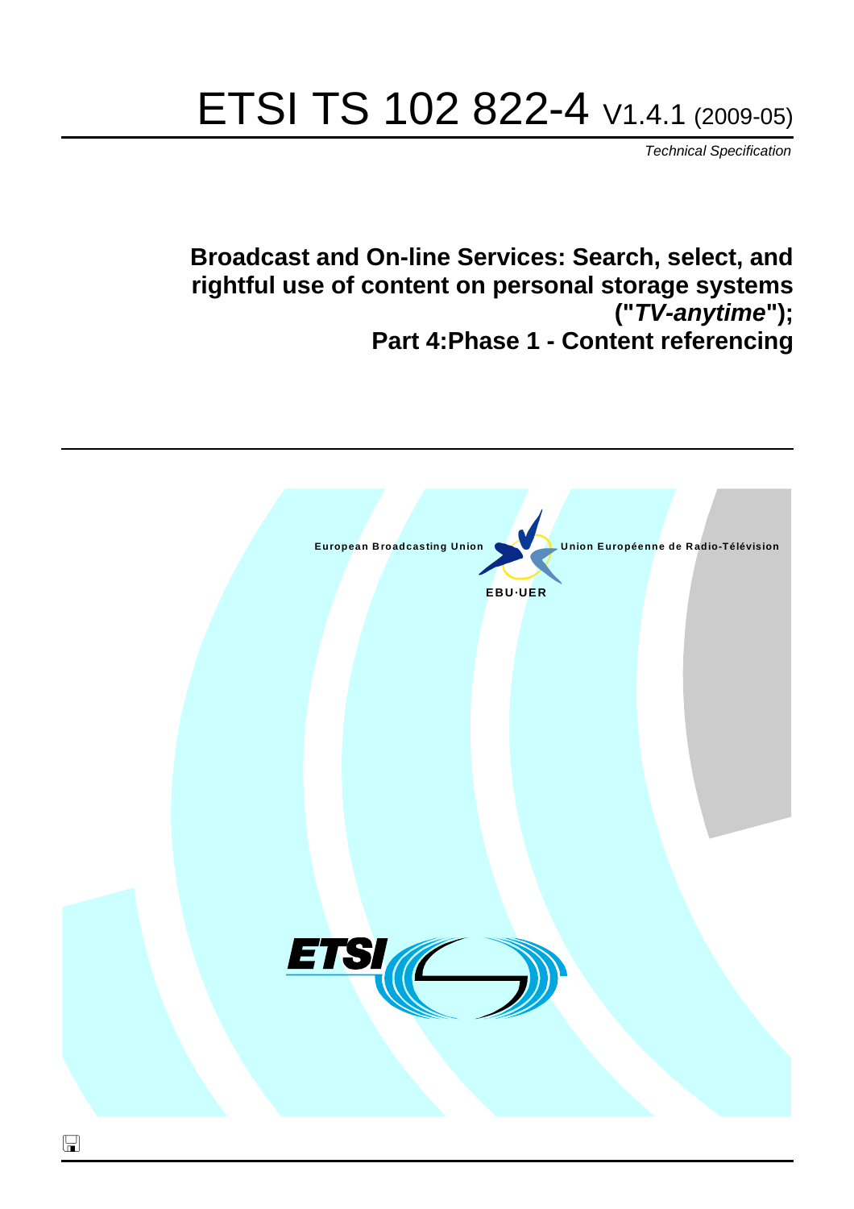# ETSI TS 102 822-4 V1.4.1 (2009-05)

*Technical Specification*

## Broadcast and On-line Services: Search, select, and rightful use of content on personal storage systems ("*TV-anytime*"); Part 4:Phase 1 - Content referencing

European Broadcasting Union    Union Européenne de Radio-Télévision

EBU·UER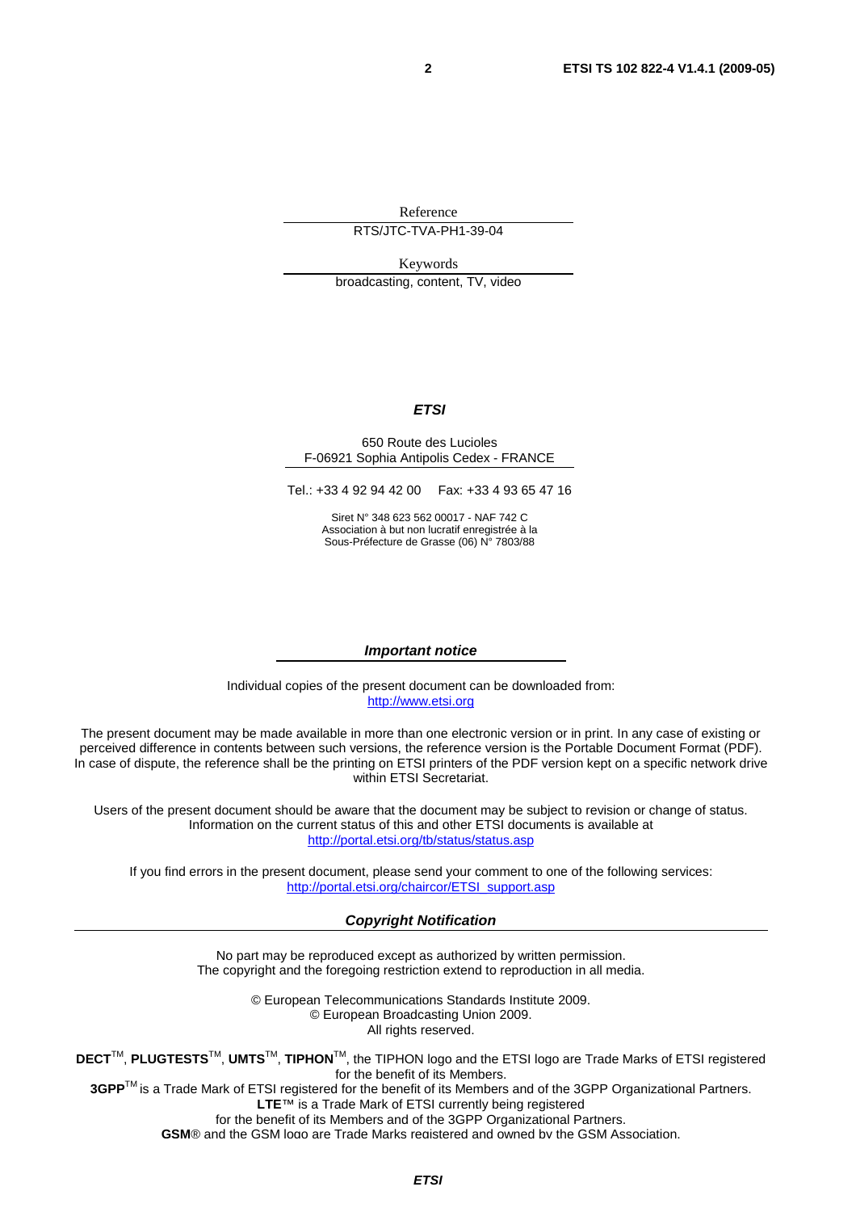Reference

RTS/JTC-TVA-PH1-39-04

Keywords

broadcasting, content, TV, video

***ETSI***

650 Route des Lucioles
F-06921 Sophia Antipolis Cedex - FRANCE

Tel.: +33 4 92 94 42 00 Fax: +33 4 93 65 47 16

Siret N° 348 623 562 00017 - NAF 742 C
Association à but non lucratif enregistrée à la
Sous-Préfecture de Grasse (06) N° 7803/88

***Important notice***

Individual copies of the present document can be downloaded from:
http://www.etsi.org

The present document may be made available in more than one electronic version or in print. In any case of existing or perceived difference in contents between such versions, the reference version is the Portable Document Format (PDF). In case of dispute, the reference shall be the printing on ETSI printers of the PDF version kept on a specific network drive within ETSI Secretariat.

Users of the present document should be aware that the document may be subject to revision or change of status. Information on the current status of this and other ETSI documents is available at
http://portal.etsi.org/tb/status/status.asp

If you find errors in the present document, please send your comment to one of the following services:
http://portal.etsi.org/chaircor/ETSI_support.asp

***Copyright Notification***

No part may be reproduced except as authorized by written permission.
The copyright and the foregoing restriction extend to reproduction in all media.

© European Telecommunications Standards Institute 2009.
© European Broadcasting Union 2009.
All rights reserved.

**DECT**™, **PLUGTESTS**™, **UMTS**™, **TIPHON**™, the TIPHON logo and the ETSI logo are Trade Marks of ETSI registered for the benefit of its Members.
**3GPP**™ is a Trade Mark of ETSI registered for the benefit of its Members and of the 3GPP Organizational Partners.
**LTE**™ is a Trade Mark of ETSI currently being registered
for the benefit of its Members and of the 3GPP Organizational Partners.
**GSM**® and the GSM logo are Trade Marks registered and owned by the GSM Association.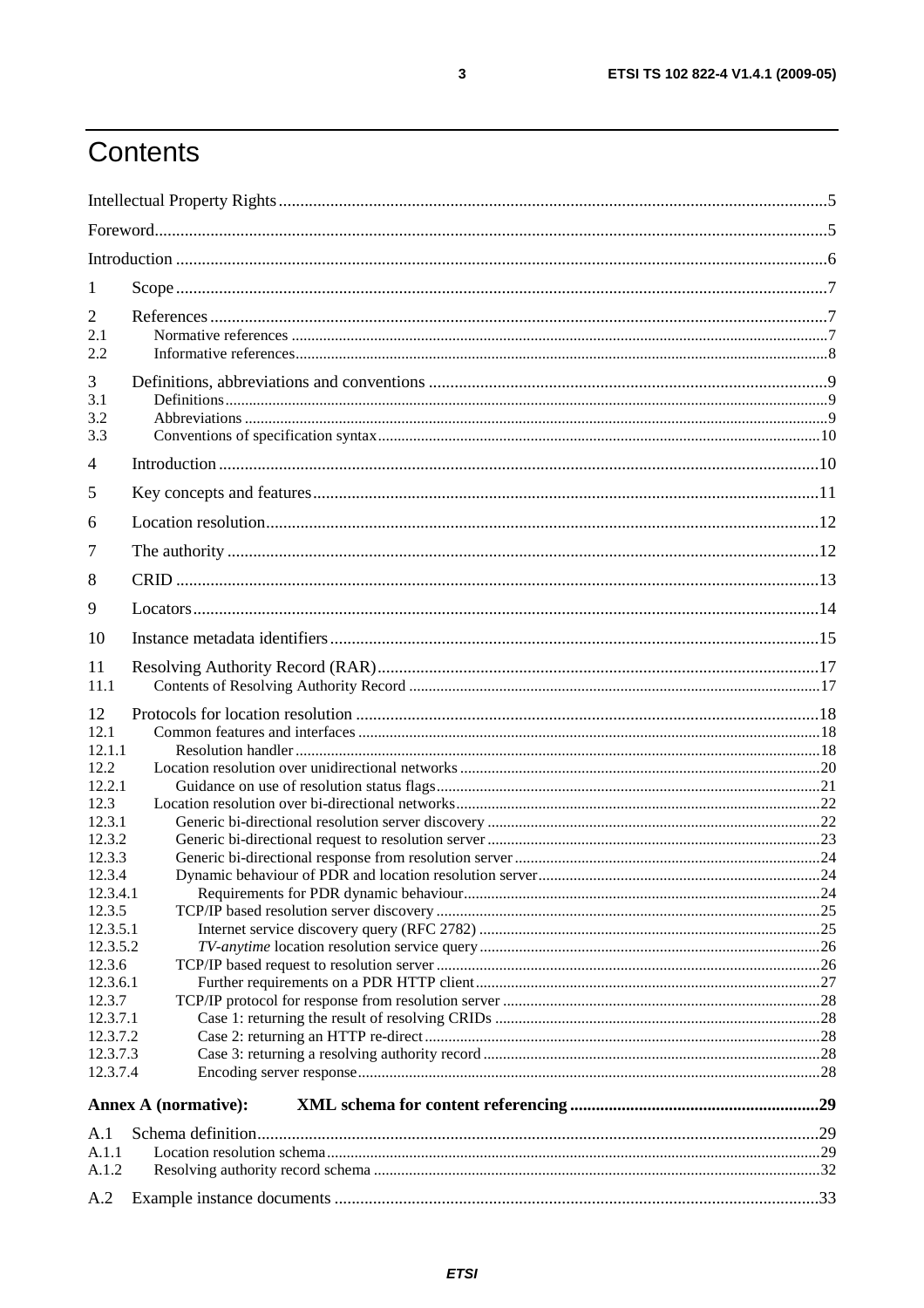# Contents

Intellectual Property Rights ..........5

Foreword ..........5

Introduction ..........6

1 Scope ..........7

2 References ..........7

2.1 Normative references ..........7

2.2 Informative references ..........8

3 Definitions, abbreviations and conventions ..........9

3.1 Definitions ..........9

3.2 Abbreviations ..........9

3.3 Conventions of specification syntax ..........10

4 Introduction ..........10

5 Key concepts and features ..........11

6 Location resolution ..........12

7 The authority ..........12

8 CRID ..........13

9 Locators ..........14

10 Instance metadata identifiers ..........15

11 Resolving Authority Record (RAR) ..........17

11.1 Contents of Resolving Authority Record ..........17

12 Protocols for location resolution ..........18

12.1 Common features and interfaces ..........18

12.1.1 Resolution handler ..........18

12.2 Location resolution over unidirectional networks ..........20

12.2.1 Guidance on use of resolution status flags ..........21

12.3 Location resolution over bi-directional networks ..........22

12.3.1 Generic bi-directional resolution server discovery ..........22

12.3.2 Generic bi-directional request to resolution server ..........23

12.3.3 Generic bi-directional response from resolution server ..........24

12.3.4 Dynamic behaviour of PDR and location resolution server ..........24

12.3.4.1 Requirements for PDR dynamic behaviour ..........24

12.3.5 TCP/IP based resolution server discovery ..........25

12.3.5.1 Internet service discovery query (RFC 2782) ..........25

12.3.5.2 *TV-anytime* location resolution service query ..........26

12.3.6 TCP/IP based request to resolution server ..........26

12.3.6.1 Further requirements on a PDR HTTP client ..........27

12.3.7 TCP/IP protocol for response from resolution server ..........28

12.3.7.1 Case 1: returning the result of resolving CRIDs ..........28

12.3.7.2 Case 2: returning an HTTP re-direct ..........28

12.3.7.3 Case 3: returning a resolving authority record ..........28

12.3.7.4 Encoding server response ..........28

**Annex A (normative): XML schema for content referencing ..........29**

A.1 Schema definition ..........29

A.1.1 Location resolution schema ..........29

A.1.2 Resolving authority record schema ..........32

A.2 Example instance documents ..........33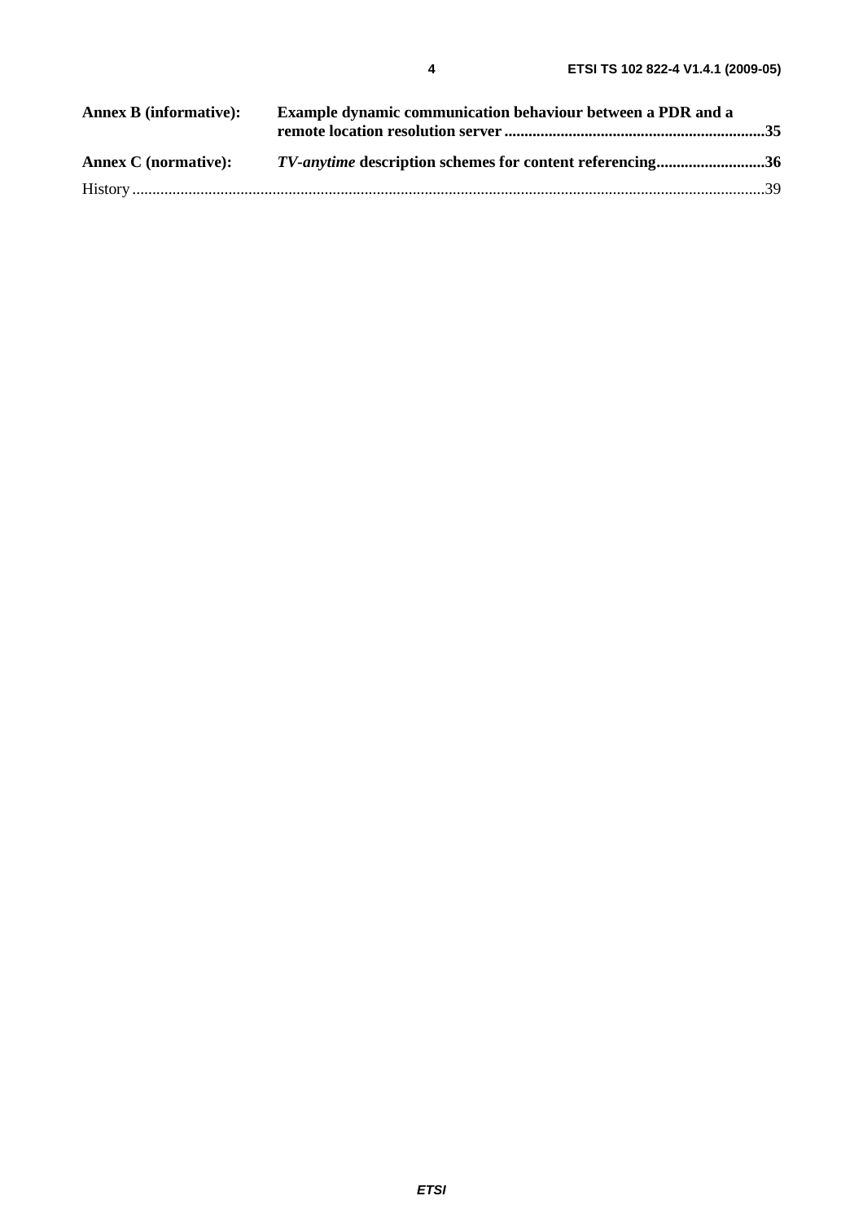**Annex B (informative):** **Example dynamic communication behaviour between a PDR and a remote location resolution server ................................................................35**

**Annex C (normative):** ***TV-anytime* description schemes for content referencing...........................36**

History ..............................................................................................................................................................39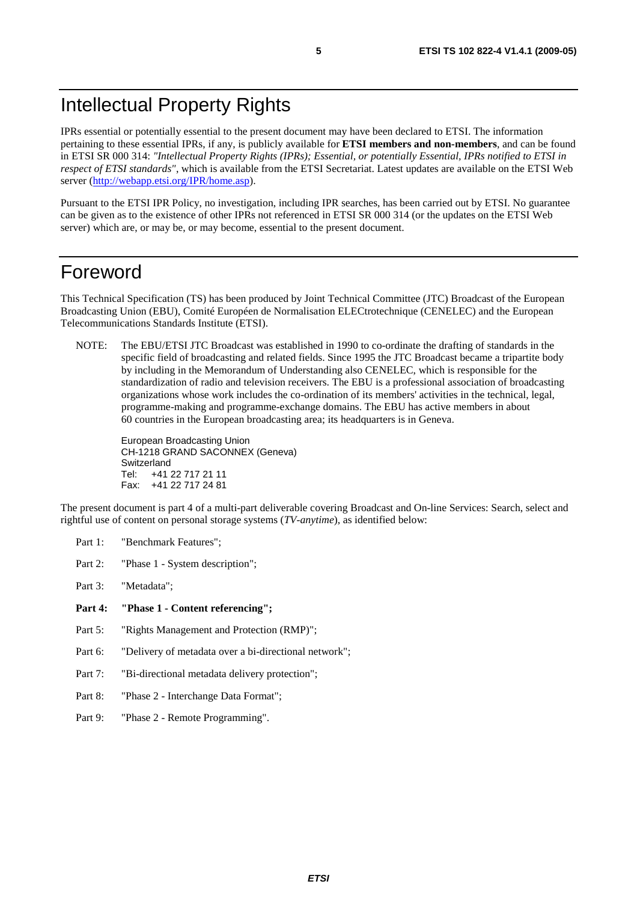# Intellectual Property Rights

IPRs essential or potentially essential to the present document may have been declared to ETSI. The information pertaining to these essential IPRs, if any, is publicly available for **ETSI members and non-members**, and can be found in ETSI SR 000 314: *"Intellectual Property Rights (IPRs); Essential, or potentially Essential, IPRs notified to ETSI in respect of ETSI standards"*, which is available from the ETSI Secretariat. Latest updates are available on the ETSI Web server (http://webapp.etsi.org/IPR/home.asp).

Pursuant to the ETSI IPR Policy, no investigation, including IPR searches, has been carried out by ETSI. No guarantee can be given as to the existence of other IPRs not referenced in ETSI SR 000 314 (or the updates on the ETSI Web server) which are, or may be, or may become, essential to the present document.

# Foreword

This Technical Specification (TS) has been produced by Joint Technical Committee (JTC) Broadcast of the European Broadcasting Union (EBU), Comité Européen de Normalisation ELECtrotechnique (CENELEC) and the European Telecommunications Standards Institute (ETSI).

NOTE: The EBU/ETSI JTC Broadcast was established in 1990 to co-ordinate the drafting of standards in the specific field of broadcasting and related fields. Since 1995 the JTC Broadcast became a tripartite body by including in the Memorandum of Understanding also CENELEC, which is responsible for the standardization of radio and television receivers. The EBU is a professional association of broadcasting organizations whose work includes the co-ordination of its members' activities in the technical, legal, programme-making and programme-exchange domains. The EBU has active members in about 60 countries in the European broadcasting area; its headquarters is in Geneva.

European Broadcasting Union
CH-1218 GRAND SACONNEX (Geneva)
Switzerland
Tel: +41 22 717 21 11
Fax: +41 22 717 24 81

The present document is part 4 of a multi-part deliverable covering Broadcast and On-line Services: Search, select and rightful use of content on personal storage systems (*TV-anytime*), as identified below:

Part 1: "Benchmark Features";

Part 2: "Phase 1 - System description";

Part 3: "Metadata";

**Part 4: "Phase 1 - Content referencing";**

Part 5: "Rights Management and Protection (RMP)";

Part 6: "Delivery of metadata over a bi-directional network";

Part 7: "Bi-directional metadata delivery protection";

Part 8: "Phase 2 - Interchange Data Format";

Part 9: "Phase 2 - Remote Programming".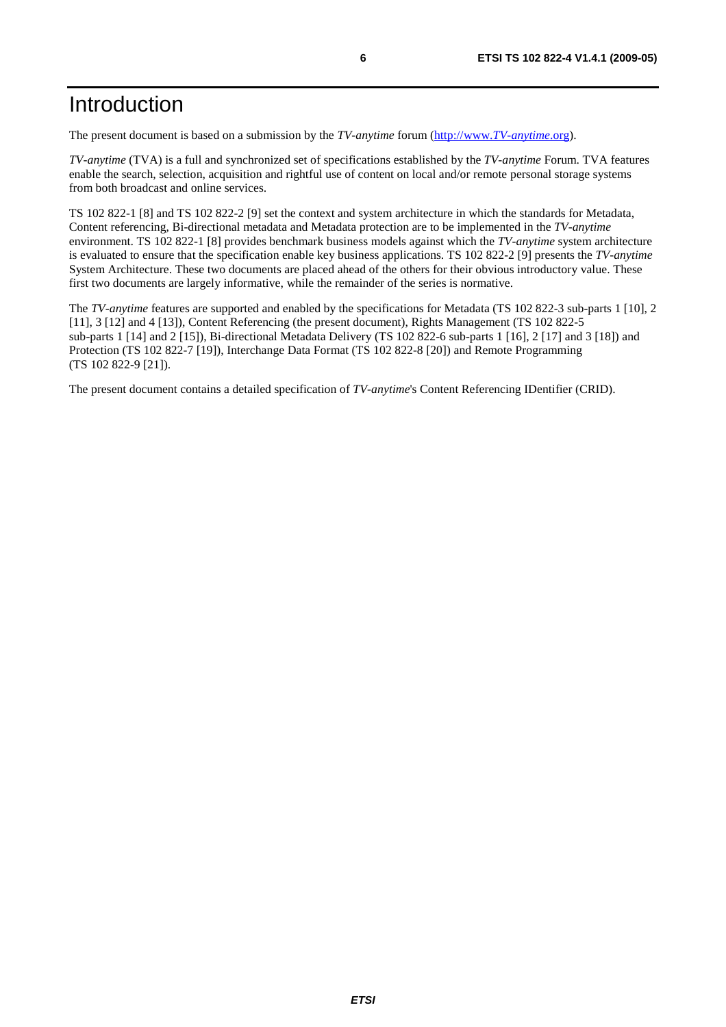# Introduction

The present document is based on a submission by the *TV-anytime* forum (http://www.*TV-anytime*.org).

*TV-anytime* (TVA) is a full and synchronized set of specifications established by the *TV-anytime* Forum. TVA features enable the search, selection, acquisition and rightful use of content on local and/or remote personal storage systems from both broadcast and online services.

TS 102 822-1 [8] and TS 102 822-2 [9] set the context and system architecture in which the standards for Metadata, Content referencing, Bi-directional metadata and Metadata protection are to be implemented in the *TV-anytime* environment. TS 102 822-1 [8] provides benchmark business models against which the *TV-anytime* system architecture is evaluated to ensure that the specification enable key business applications. TS 102 822-2 [9] presents the *TV-anytime* System Architecture. These two documents are placed ahead of the others for their obvious introductory value. These first two documents are largely informative, while the remainder of the series is normative.

The *TV-anytime* features are supported and enabled by the specifications for Metadata (TS 102 822-3 sub-parts 1 [10], 2 [11], 3 [12] and 4 [13]), Content Referencing (the present document), Rights Management (TS 102 822-5 sub-parts 1 [14] and 2 [15]), Bi-directional Metadata Delivery (TS 102 822-6 sub-parts 1 [16], 2 [17] and 3 [18]) and Protection (TS 102 822-7 [19]), Interchange Data Format (TS 102 822-8 [20]) and Remote Programming (TS 102 822-9 [21]).

The present document contains a detailed specification of *TV-anytime*'s Content Referencing IDentifier (CRID).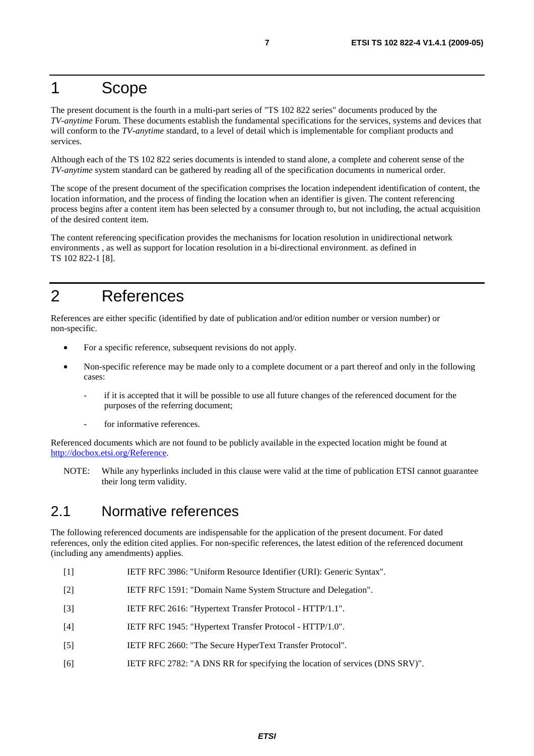# 1 Scope

The present document is the fourth in a multi-part series of "TS 102 822 series" documents produced by the *TV-anytime* Forum. These documents establish the fundamental specifications for the services, systems and devices that will conform to the *TV-anytime* standard, to a level of detail which is implementable for compliant products and services.

Although each of the TS 102 822 series documents is intended to stand alone, a complete and coherent sense of the *TV-anytime* system standard can be gathered by reading all of the specification documents in numerical order.

The scope of the present document of the specification comprises the location independent identification of content, the location information, and the process of finding the location when an identifier is given. The content referencing process begins after a content item has been selected by a consumer through to, but not including, the actual acquisition of the desired content item.

The content referencing specification provides the mechanisms for location resolution in unidirectional network environments , as well as support for location resolution in a bi-directional environment. as defined in TS 102 822-1 [8].

# 2 References

References are either specific (identified by date of publication and/or edition number or version number) or non-specific.

- For a specific reference, subsequent revisions do not apply.
- Non-specific reference may be made only to a complete document or a part thereof and only in the following cases:
  - if it is accepted that it will be possible to use all future changes of the referenced document for the purposes of the referring document;
  - for informative references.

Referenced documents which are not found to be publicly available in the expected location might be found at http://docbox.etsi.org/Reference.

NOTE: While any hyperlinks included in this clause were valid at the time of publication ETSI cannot guarantee their long term validity.

## 2.1 Normative references

The following referenced documents are indispensable for the application of the present document. For dated references, only the edition cited applies. For non-specific references, the latest edition of the referenced document (including any amendments) applies.

[1] IETF RFC 3986: "Uniform Resource Identifier (URI): Generic Syntax".

[2] IETF RFC 1591: "Domain Name System Structure and Delegation".

[3] IETF RFC 2616: "Hypertext Transfer Protocol - HTTP/1.1".

[4] IETF RFC 1945: "Hypertext Transfer Protocol - HTTP/1.0".

[5] IETF RFC 2660: "The Secure HyperText Transfer Protocol".

[6] IETF RFC 2782: "A DNS RR for specifying the location of services (DNS SRV)".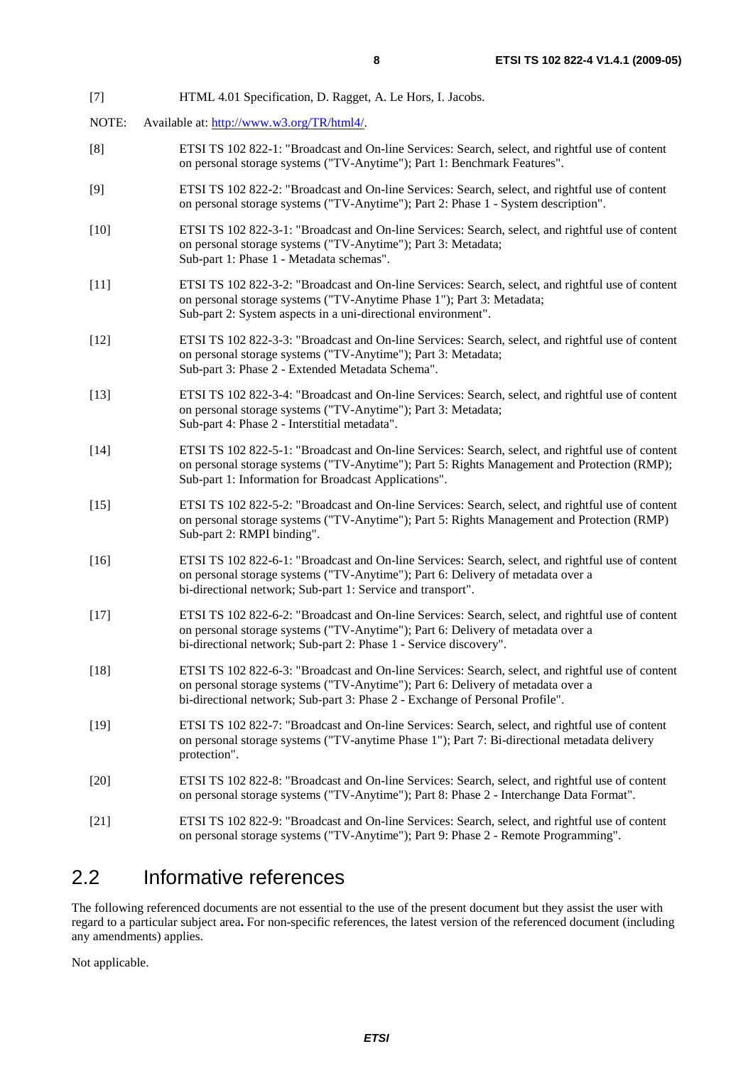[7] HTML 4.01 Specification, D. Ragget, A. Le Hors, I. Jacobs.

NOTE: Available at: http://www.w3.org/TR/html4/.

[8] ETSI TS 102 822-1: "Broadcast and On-line Services: Search, select, and rightful use of content on personal storage systems ("TV-Anytime"); Part 1: Benchmark Features".

[9] ETSI TS 102 822-2: "Broadcast and On-line Services: Search, select, and rightful use of content on personal storage systems ("TV-Anytime"); Part 2: Phase 1 - System description".

[10] ETSI TS 102 822-3-1: "Broadcast and On-line Services: Search, select, and rightful use of content on personal storage systems ("TV-Anytime"); Part 3: Metadata; Sub-part 1: Phase 1 - Metadata schemas".

[11] ETSI TS 102 822-3-2: "Broadcast and On-line Services: Search, select, and rightful use of content on personal storage systems ("TV-Anytime Phase 1"); Part 3: Metadata; Sub-part 2: System aspects in a uni-directional environment".

[12] ETSI TS 102 822-3-3: "Broadcast and On-line Services: Search, select, and rightful use of content on personal storage systems ("TV-Anytime"); Part 3: Metadata; Sub-part 3: Phase 2 - Extended Metadata Schema".

[13] ETSI TS 102 822-3-4: "Broadcast and On-line Services: Search, select, and rightful use of content on personal storage systems ("TV-Anytime"); Part 3: Metadata; Sub-part 4: Phase 2 - Interstitial metadata".

[14] ETSI TS 102 822-5-1: "Broadcast and On-line Services: Search, select, and rightful use of content on personal storage systems ("TV-Anytime"); Part 5: Rights Management and Protection (RMP); Sub-part 1: Information for Broadcast Applications".

[15] ETSI TS 102 822-5-2: "Broadcast and On-line Services: Search, select, and rightful use of content on personal storage systems ("TV-Anytime"); Part 5: Rights Management and Protection (RMP) Sub-part 2: RMPI binding".

[16] ETSI TS 102 822-6-1: "Broadcast and On-line Services: Search, select, and rightful use of content on personal storage systems ("TV-Anytime"); Part 6: Delivery of metadata over a bi-directional network; Sub-part 1: Service and transport".

[17] ETSI TS 102 822-6-2: "Broadcast and On-line Services: Search, select, and rightful use of content on personal storage systems ("TV-Anytime"); Part 6: Delivery of metadata over a bi-directional network; Sub-part 2: Phase 1 - Service discovery".

[18] ETSI TS 102 822-6-3: "Broadcast and On-line Services: Search, select, and rightful use of content on personal storage systems ("TV-Anytime"); Part 6: Delivery of metadata over a bi-directional network; Sub-part 3: Phase 2 - Exchange of Personal Profile".

[19] ETSI TS 102 822-7: "Broadcast and On-line Services: Search, select, and rightful use of content on personal storage systems ("TV-anytime Phase 1"); Part 7: Bi-directional metadata delivery protection".

[20] ETSI TS 102 822-8: "Broadcast and On-line Services: Search, select, and rightful use of content on personal storage systems ("TV-Anytime"); Part 8: Phase 2 - Interchange Data Format".

[21] ETSI TS 102 822-9: "Broadcast and On-line Services: Search, select, and rightful use of content on personal storage systems ("TV-Anytime"); Part 9: Phase 2 - Remote Programming".

## 2.2 Informative references

The following referenced documents are not essential to the use of the present document but they assist the user with regard to a particular subject area**.** For non-specific references, the latest version of the referenced document (including any amendments) applies.

Not applicable.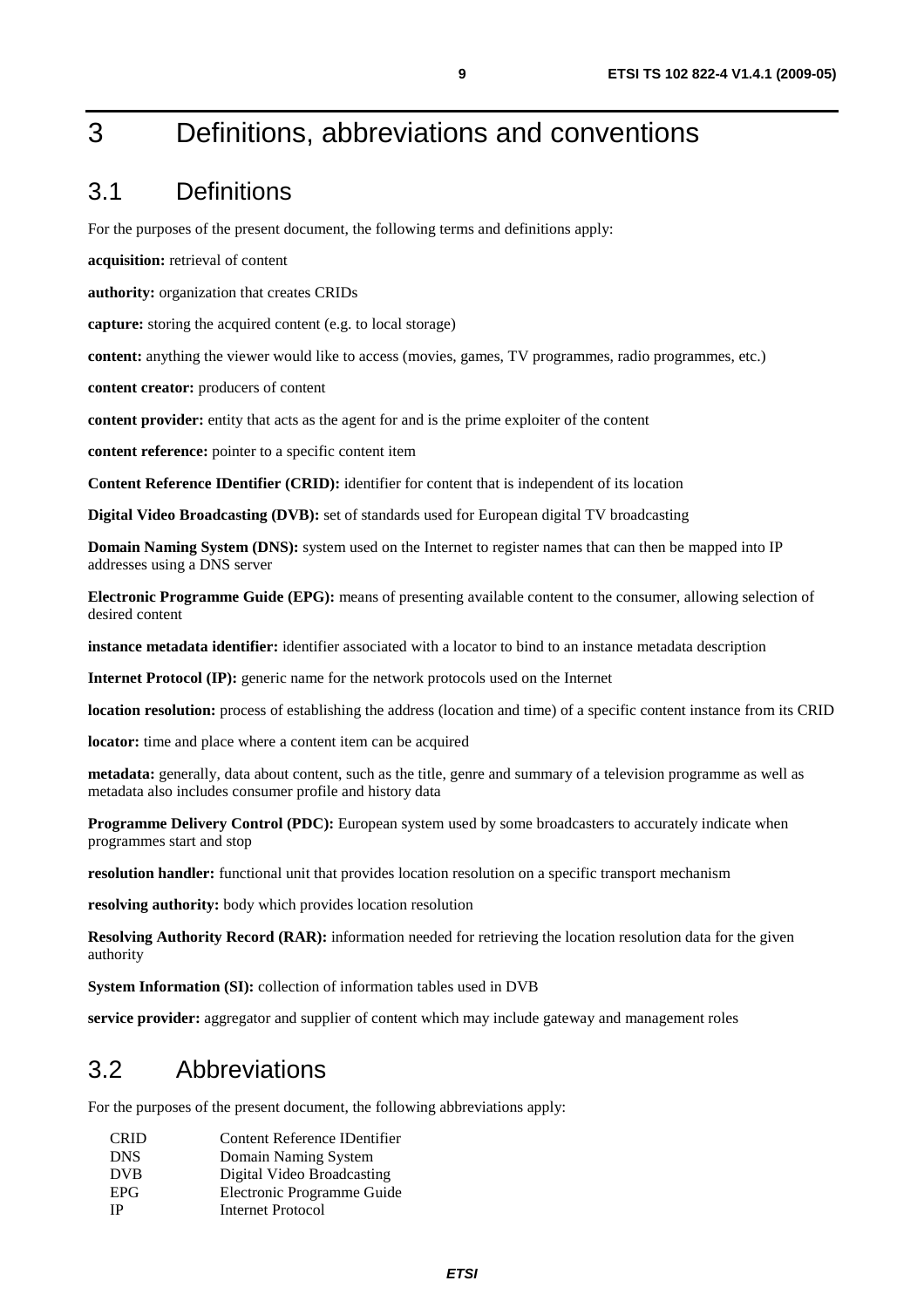# 3 Definitions, abbreviations and conventions

## 3.1 Definitions

For the purposes of the present document, the following terms and definitions apply:

**acquisition:** retrieval of content

**authority:** organization that creates CRIDs

**capture:** storing the acquired content (e.g. to local storage)

**content:** anything the viewer would like to access (movies, games, TV programmes, radio programmes, etc.)

**content creator:** producers of content

**content provider:** entity that acts as the agent for and is the prime exploiter of the content

**content reference:** pointer to a specific content item

**Content Reference IDentifier (CRID):** identifier for content that is independent of its location

**Digital Video Broadcasting (DVB):** set of standards used for European digital TV broadcasting

**Domain Naming System (DNS):** system used on the Internet to register names that can then be mapped into IP addresses using a DNS server

**Electronic Programme Guide (EPG):** means of presenting available content to the consumer, allowing selection of desired content

**instance metadata identifier:** identifier associated with a locator to bind to an instance metadata description

**Internet Protocol (IP):** generic name for the network protocols used on the Internet

**location resolution:** process of establishing the address (location and time) of a specific content instance from its CRID

**locator:** time and place where a content item can be acquired

**metadata:** generally, data about content, such as the title, genre and summary of a television programme as well as metadata also includes consumer profile and history data

**Programme Delivery Control (PDC):** European system used by some broadcasters to accurately indicate when programmes start and stop

**resolution handler:** functional unit that provides location resolution on a specific transport mechanism

**resolving authority:** body which provides location resolution

**Resolving Authority Record (RAR):** information needed for retrieving the location resolution data for the given authority

**System Information (SI):** collection of information tables used in DVB

**service provider:** aggregator and supplier of content which may include gateway and management roles

## 3.2 Abbreviations

For the purposes of the present document, the following abbreviations apply:

| | |
|---|---|
| CRID | Content Reference IDentifier |
| DNS | Domain Naming System |
| DVB | Digital Video Broadcasting |
| EPG | Electronic Programme Guide |
| IP | Internet Protocol |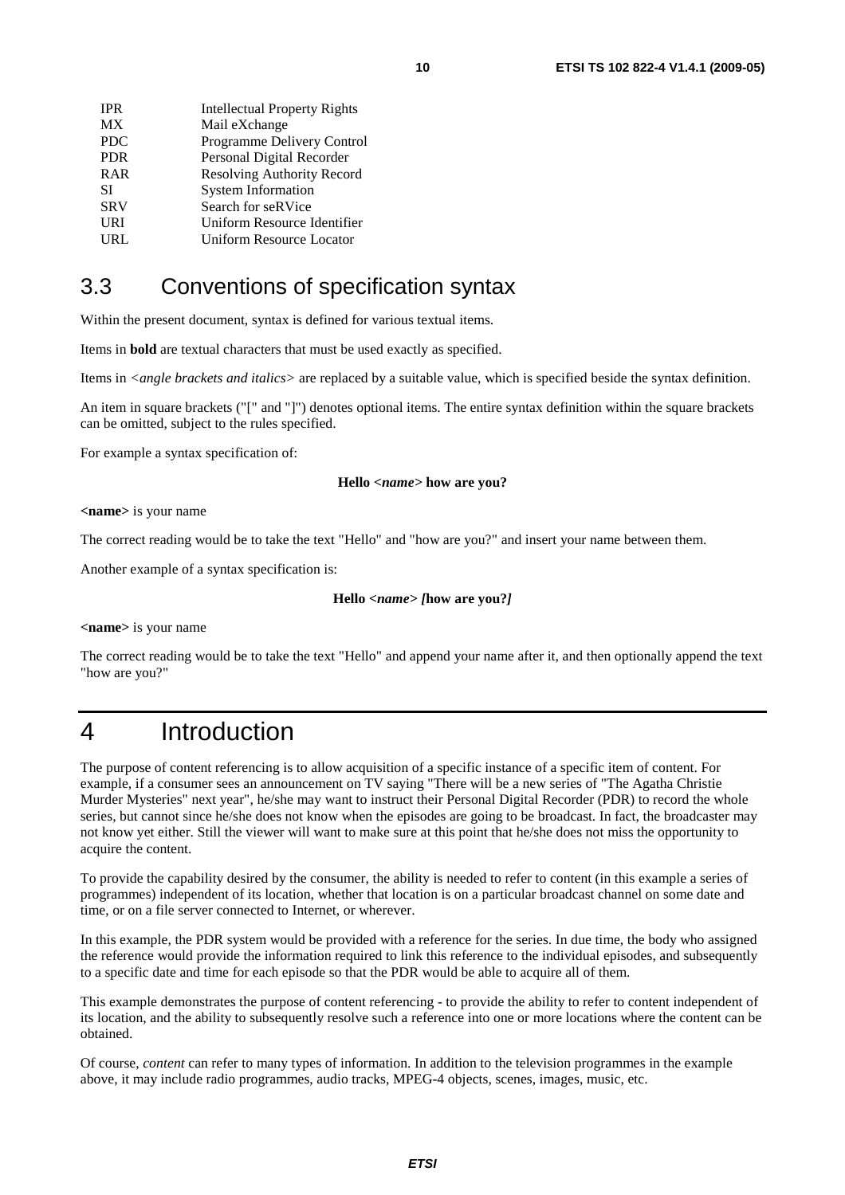| | |
|---|---|
| IPR | Intellectual Property Rights |
| MX | Mail eXchange |
| PDC | Programme Delivery Control |
| PDR | Personal Digital Recorder |
| RAR | Resolving Authority Record |
| SI | System Information |
| SRV | Search for seRVice |
| URI | Uniform Resource Identifier |
| URL | Uniform Resource Locator |

## 3.3 Conventions of specification syntax

Within the present document, syntax is defined for various textual items.

Items in **bold** are textual characters that must be used exactly as specified.

Items in *<angle brackets and italics>* are replaced by a suitable value, which is specified beside the syntax definition.

An item in square brackets ("[" and "]") denotes optional items. The entire syntax definition within the square brackets can be omitted, subject to the rules specified.

For example a syntax specification of:

**Hello** *<name>* **how are you?**

**<name>** is your name

The correct reading would be to take the text "Hello" and "how are you?" and insert your name between them.

Another example of a syntax specification is:

**Hello** *<name> [***how are you?***]*

**<name>** is your name

The correct reading would be to take the text "Hello" and append your name after it, and then optionally append the text "how are you?"

# 4 Introduction

The purpose of content referencing is to allow acquisition of a specific instance of a specific item of content. For example, if a consumer sees an announcement on TV saying "There will be a new series of "The Agatha Christie Murder Mysteries" next year", he/she may want to instruct their Personal Digital Recorder (PDR) to record the whole series, but cannot since he/she does not know when the episodes are going to be broadcast. In fact, the broadcaster may not know yet either. Still the viewer will want to make sure at this point that he/she does not miss the opportunity to acquire the content.

To provide the capability desired by the consumer, the ability is needed to refer to content (in this example a series of programmes) independent of its location, whether that location is on a particular broadcast channel on some date and time, or on a file server connected to Internet, or wherever.

In this example, the PDR system would be provided with a reference for the series. In due time, the body who assigned the reference would provide the information required to link this reference to the individual episodes, and subsequently to a specific date and time for each episode so that the PDR would be able to acquire all of them.

This example demonstrates the purpose of content referencing - to provide the ability to refer to content independent of its location, and the ability to subsequently resolve such a reference into one or more locations where the content can be obtained.

Of course, *content* can refer to many types of information. In addition to the television programmes in the example above, it may include radio programmes, audio tracks, MPEG-4 objects, scenes, images, music, etc.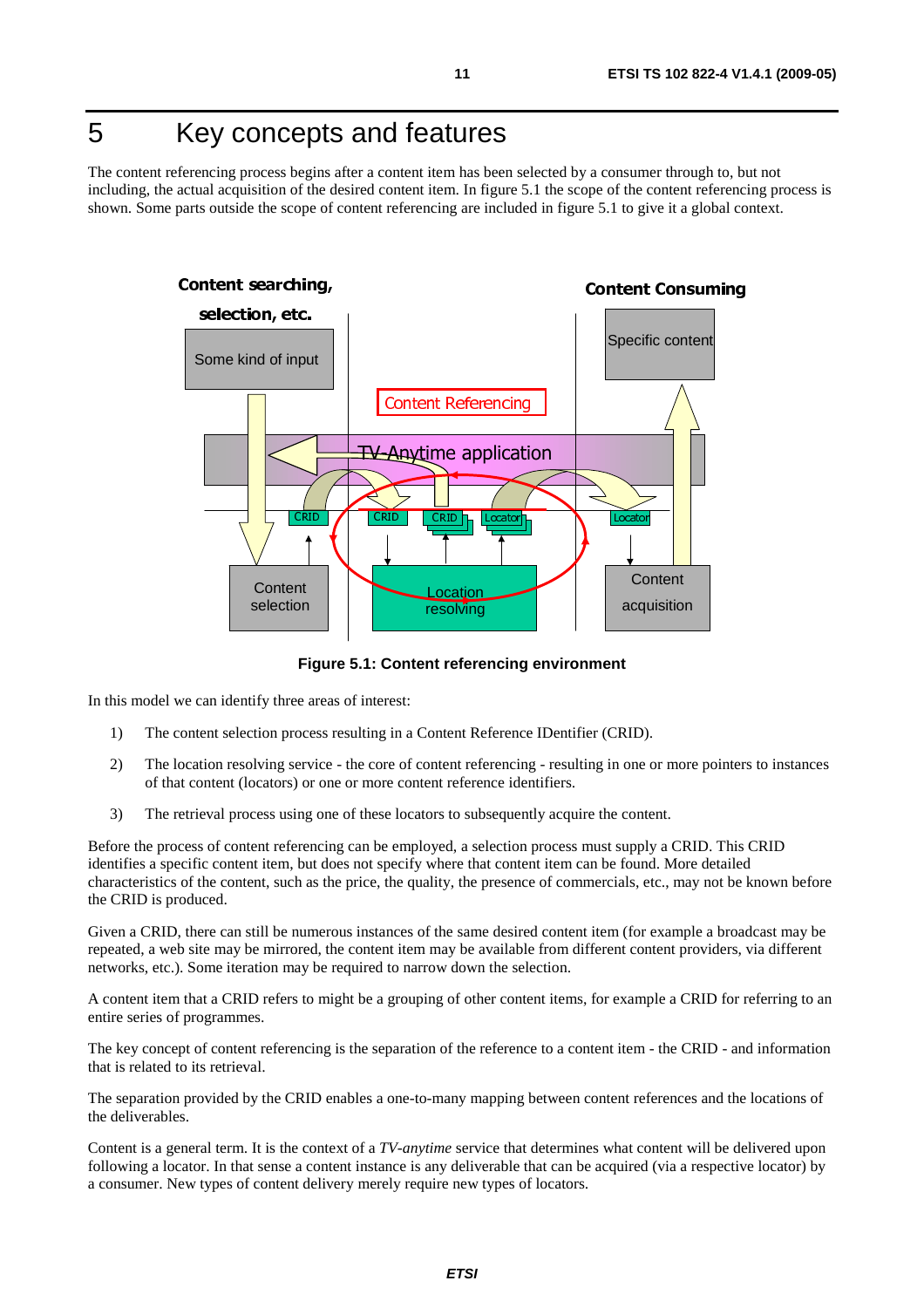# 5 Key concepts and features

The content referencing process begins after a content item has been selected by a consumer through to, but not including, the actual acquisition of the desired content item. In figure 5.1 the scope of the content referencing process is shown. Some parts outside the scope of content referencing are included in figure 5.1 to give it a global context.

**Figure 5.1: Content referencing environment**

In this model we can identify three areas of interest:

1) The content selection process resulting in a Content Reference IDentifier (CRID).

2) The location resolving service - the core of content referencing - resulting in one or more pointers to instances of that content (locators) or one or more content reference identifiers.

3) The retrieval process using one of these locators to subsequently acquire the content.

Before the process of content referencing can be employed, a selection process must supply a CRID. This CRID identifies a specific content item, but does not specify where that content item can be found. More detailed characteristics of the content, such as the price, the quality, the presence of commercials, etc., may not be known before the CRID is produced.

Given a CRID, there can still be numerous instances of the same desired content item (for example a broadcast may be repeated, a web site may be mirrored, the content item may be available from different content providers, via different networks, etc.). Some iteration may be required to narrow down the selection.

A content item that a CRID refers to might be a grouping of other content items, for example a CRID for referring to an entire series of programmes.

The key concept of content referencing is the separation of the reference to a content item - the CRID - and information that is related to its retrieval.

The separation provided by the CRID enables a one-to-many mapping between content references and the locations of the deliverables.

Content is a general term. It is the context of a *TV-anytime* service that determines what content will be delivered upon following a locator. In that sense a content instance is any deliverable that can be acquired (via a respective locator) by a consumer. New types of content delivery merely require new types of locators.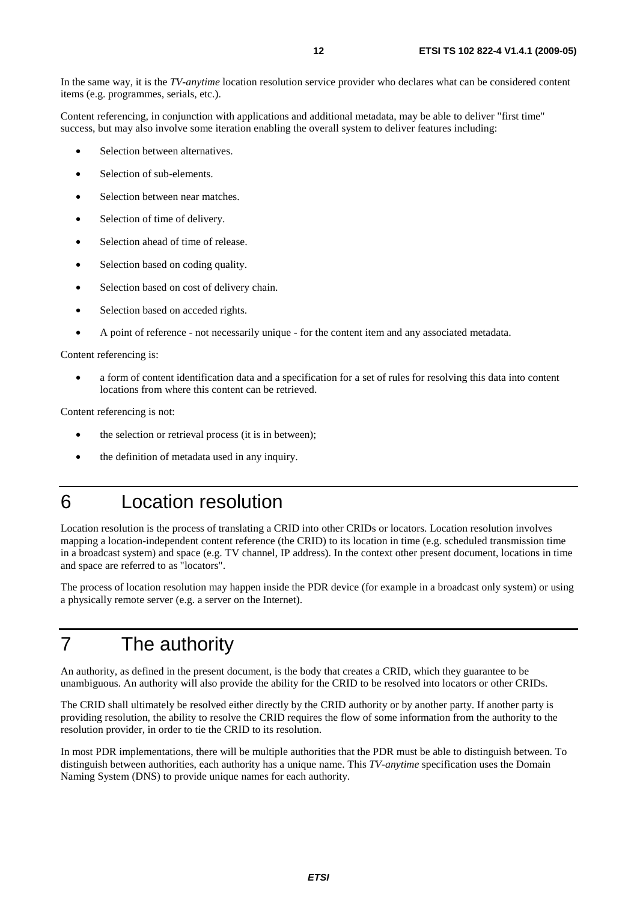In the same way, it is the *TV-anytime* location resolution service provider who declares what can be considered content items (e.g. programmes, serials, etc.).

Content referencing, in conjunction with applications and additional metadata, may be able to deliver "first time" success, but may also involve some iteration enabling the overall system to deliver features including:

- Selection between alternatives.
- Selection of sub-elements.
- Selection between near matches.
- Selection of time of delivery.
- Selection ahead of time of release.
- Selection based on coding quality.
- Selection based on cost of delivery chain.
- Selection based on acceded rights.
- A point of reference - not necessarily unique - for the content item and any associated metadata.

Content referencing is:

- a form of content identification data and a specification for a set of rules for resolving this data into content locations from where this content can be retrieved.

Content referencing is not:

- the selection or retrieval process (it is in between);
- the definition of metadata used in any inquiry.

# 6 Location resolution

Location resolution is the process of translating a CRID into other CRIDs or locators. Location resolution involves mapping a location-independent content reference (the CRID) to its location in time (e.g. scheduled transmission time in a broadcast system) and space (e.g. TV channel, IP address). In the context other present document, locations in time and space are referred to as "locators".

The process of location resolution may happen inside the PDR device (for example in a broadcast only system) or using a physically remote server (e.g. a server on the Internet).

# 7 The authority

An authority, as defined in the present document, is the body that creates a CRID, which they guarantee to be unambiguous. An authority will also provide the ability for the CRID to be resolved into locators or other CRIDs.

The CRID shall ultimately be resolved either directly by the CRID authority or by another party. If another party is providing resolution, the ability to resolve the CRID requires the flow of some information from the authority to the resolution provider, in order to tie the CRID to its resolution.

In most PDR implementations, there will be multiple authorities that the PDR must be able to distinguish between. To distinguish between authorities, each authority has a unique name. This *TV-anytime* specification uses the Domain Naming System (DNS) to provide unique names for each authority.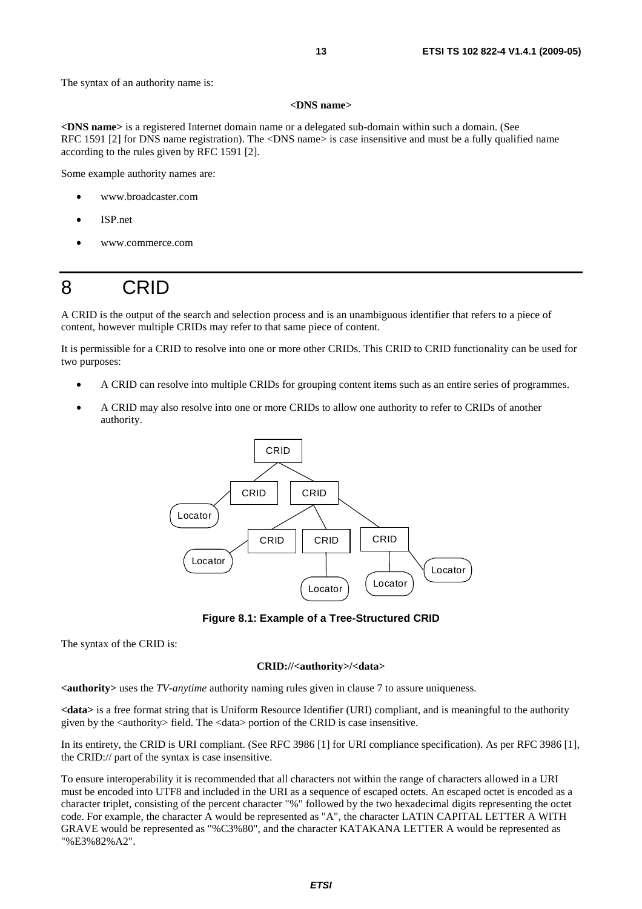The syntax of an authority name is:

**<DNS name>**

**<DNS name>** is a registered Internet domain name or a delegated sub-domain within such a domain. (See RFC 1591 [2] for DNS name registration). The <DNS name> is case insensitive and must be a fully qualified name according to the rules given by RFC 1591 [2].

Some example authority names are:

- www.broadcaster.com
- ISP.net
- www.commerce.com

# 8 CRID

A CRID is the output of the search and selection process and is an unambiguous identifier that refers to a piece of content, however multiple CRIDs may refer to that same piece of content.

It is permissible for a CRID to resolve into one or more other CRIDs. This CRID to CRID functionality can be used for two purposes:

- A CRID can resolve into multiple CRIDs for grouping content items such as an entire series of programmes.
- A CRID may also resolve into one or more CRIDs to allow one authority to refer to CRIDs of another authority.

**Figure 8.1: Example of a Tree-Structured CRID**

The syntax of the CRID is:

**CRID://<authority>/<data>**

**<authority>** uses the *TV-anytime* authority naming rules given in clause 7 to assure uniqueness.

**<data>** is a free format string that is Uniform Resource Identifier (URI) compliant, and is meaningful to the authority given by the <authority> field. The <data> portion of the CRID is case insensitive.

In its entirety, the CRID is URI compliant. (See RFC 3986 [1] for URI compliance specification). As per RFC 3986 [1], the CRID:// part of the syntax is case insensitive.

To ensure interoperability it is recommended that all characters not within the range of characters allowed in a URI must be encoded into UTF8 and included in the URI as a sequence of escaped octets. An escaped octet is encoded as a character triplet, consisting of the percent character "%" followed by the two hexadecimal digits representing the octet code. For example, the character A would be represented as "A", the character LATIN CAPITAL LETTER A WITH GRAVE would be represented as "%C3%80", and the character KATAKANA LETTER A would be represented as "%E3%82%A2".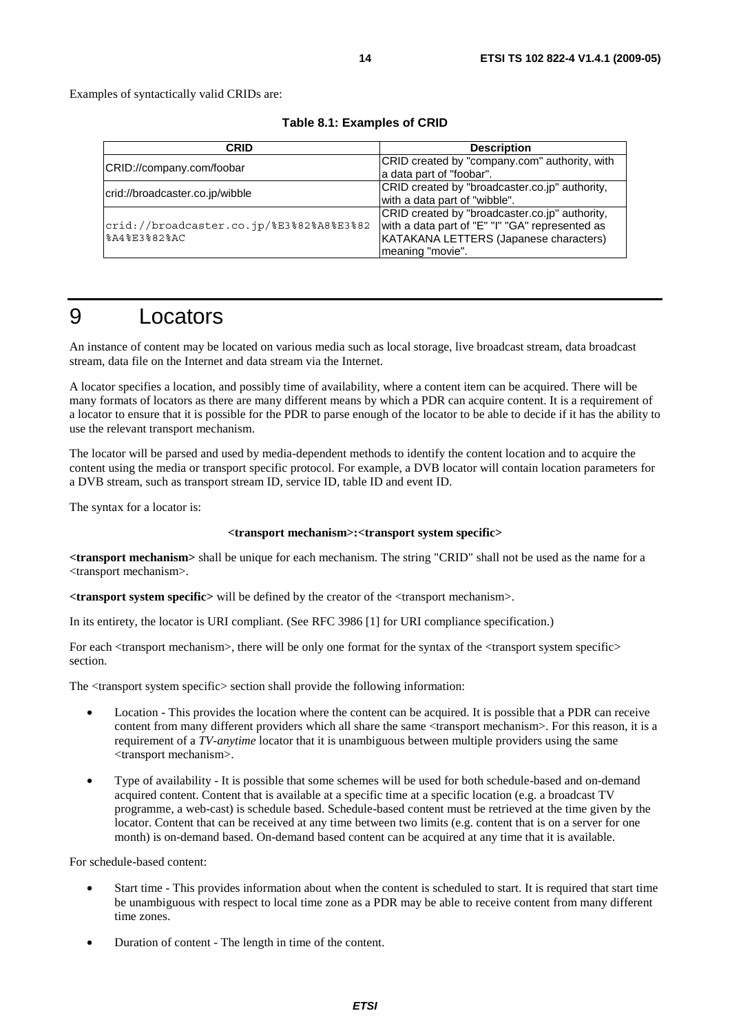Examples of syntactically valid CRIDs are:

**Table 8.1: Examples of CRID**

| CRID | Description |
| --- | --- |
| CRID://company.com/foobar | CRID created by "company.com" authority, with a data part of "foobar". |
| crid://broadcaster.co.jp/wibble | CRID created by "broadcaster.co.jp" authority, with a data part of "wibble". |
| crid://broadcaster.co.jp/%E3%82%A8%E3%82%A4%E3%82%AC | CRID created by "broadcaster.co.jp" authority, with a data part of "E" "I" "GA" represented as KATAKANA LETTERS (Japanese characters) meaning "movie". |

# 9 Locators

An instance of content may be located on various media such as local storage, live broadcast stream, data broadcast stream, data file on the Internet and data stream via the Internet.

A locator specifies a location, and possibly time of availability, where a content item can be acquired. There will be many formats of locators as there are many different means by which a PDR can acquire content. It is a requirement of a locator to ensure that it is possible for the PDR to parse enough of the locator to be able to decide if it has the ability to use the relevant transport mechanism.

The locator will be parsed and used by media-dependent methods to identify the content location and to acquire the content using the media or transport specific protocol. For example, a DVB locator will contain location parameters for a DVB stream, such as transport stream ID, service ID, table ID and event ID.

The syntax for a locator is:

**<transport mechanism>:<transport system specific>**

**<transport mechanism>** shall be unique for each mechanism. The string "CRID" shall not be used as the name for a <transport mechanism>.

**<transport system specific>** will be defined by the creator of the <transport mechanism>.

In its entirety, the locator is URI compliant. (See RFC 3986 [1] for URI compliance specification.)

For each <transport mechanism>, there will be only one format for the syntax of the <transport system specific> section.

The <transport system specific> section shall provide the following information:

- Location - This provides the location where the content can be acquired. It is possible that a PDR can receive content from many different providers which all share the same <transport mechanism>. For this reason, it is a requirement of a *TV-anytime* locator that it is unambiguous between multiple providers using the same <transport mechanism>.
- Type of availability - It is possible that some schemes will be used for both schedule-based and on-demand acquired content. Content that is available at a specific time at a specific location (e.g. a broadcast TV programme, a web-cast) is schedule based. Schedule-based content must be retrieved at the time given by the locator. Content that can be received at any time between two limits (e.g. content that is on a server for one month) is on-demand based. On-demand based content can be acquired at any time that it is available.

For schedule-based content:

- Start time - This provides information about when the content is scheduled to start. It is required that start time be unambiguous with respect to local time zone as a PDR may be able to receive content from many different time zones.
- Duration of content - The length in time of the content.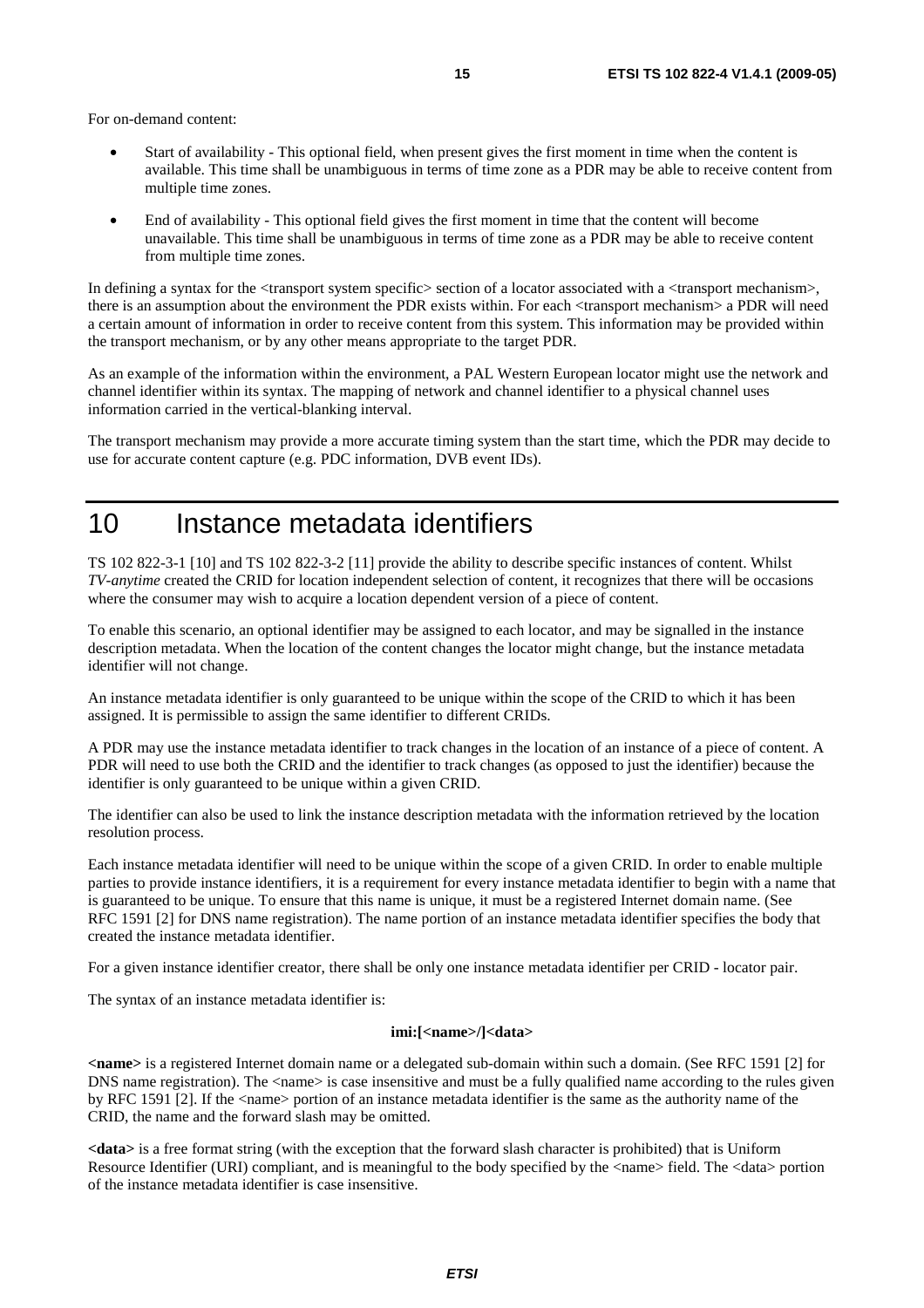For on-demand content:

- Start of availability - This optional field, when present gives the first moment in time when the content is available. This time shall be unambiguous in terms of time zone as a PDR may be able to receive content from multiple time zones.
- End of availability - This optional field gives the first moment in time that the content will become unavailable. This time shall be unambiguous in terms of time zone as a PDR may be able to receive content from multiple time zones.

In defining a syntax for the <transport system specific> section of a locator associated with a <transport mechanism>, there is an assumption about the environment the PDR exists within. For each <transport mechanism> a PDR will need a certain amount of information in order to receive content from this system. This information may be provided within the transport mechanism, or by any other means appropriate to the target PDR.

As an example of the information within the environment, a PAL Western European locator might use the network and channel identifier within its syntax. The mapping of network and channel identifier to a physical channel uses information carried in the vertical-blanking interval.

The transport mechanism may provide a more accurate timing system than the start time, which the PDR may decide to use for accurate content capture (e.g. PDC information, DVB event IDs).

# 10 Instance metadata identifiers

TS 102 822-3-1 [10] and TS 102 822-3-2 [11] provide the ability to describe specific instances of content. Whilst *TV-anytime* created the CRID for location independent selection of content, it recognizes that there will be occasions where the consumer may wish to acquire a location dependent version of a piece of content.

To enable this scenario, an optional identifier may be assigned to each locator, and may be signalled in the instance description metadata. When the location of the content changes the locator might change, but the instance metadata identifier will not change.

An instance metadata identifier is only guaranteed to be unique within the scope of the CRID to which it has been assigned. It is permissible to assign the same identifier to different CRIDs.

A PDR may use the instance metadata identifier to track changes in the location of an instance of a piece of content. A PDR will need to use both the CRID and the identifier to track changes (as opposed to just the identifier) because the identifier is only guaranteed to be unique within a given CRID.

The identifier can also be used to link the instance description metadata with the information retrieved by the location resolution process.

Each instance metadata identifier will need to be unique within the scope of a given CRID. In order to enable multiple parties to provide instance identifiers, it is a requirement for every instance metadata identifier to begin with a name that is guaranteed to be unique. To ensure that this name is unique, it must be a registered Internet domain name. (See RFC 1591 [2] for DNS name registration). The name portion of an instance metadata identifier specifies the body that created the instance metadata identifier.

For a given instance identifier creator, there shall be only one instance metadata identifier per CRID - locator pair.

The syntax of an instance metadata identifier is:

**imi:[<name>/]<data>**

**<name>** is a registered Internet domain name or a delegated sub-domain within such a domain. (See RFC 1591 [2] for DNS name registration). The <name> is case insensitive and must be a fully qualified name according to the rules given by RFC 1591 [2]. If the <name> portion of an instance metadata identifier is the same as the authority name of the CRID, the name and the forward slash may be omitted.

**<data>** is a free format string (with the exception that the forward slash character is prohibited) that is Uniform Resource Identifier (URI) compliant, and is meaningful to the body specified by the <name> field. The <data> portion of the instance metadata identifier is case insensitive.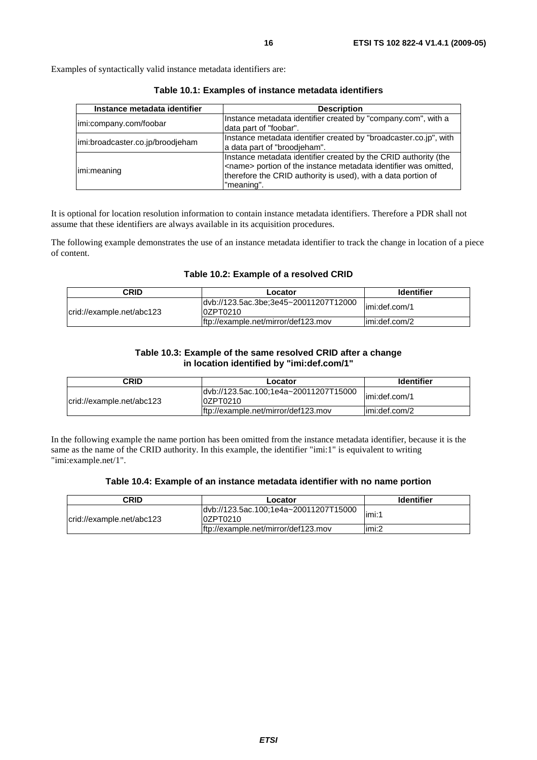Examples of syntactically valid instance metadata identifiers are:

**Table 10.1: Examples of instance metadata identifiers**

| Instance metadata identifier | Description |
|---|---|
| imi:company.com/foobar | Instance metadata identifier created by "company.com", with a data part of "foobar". |
| imi:broadcaster.co.jp/broodjeham | Instance metadata identifier created by "broadcaster.co.jp", with a data part of "broodjeham". |
| imi:meaning | Instance metadata identifier created by the CRID authority (the <name> portion of the instance metadata identifier was omitted, therefore the CRID authority is used), with a data portion of "meaning". |

It is optional for location resolution information to contain instance metadata identifiers. Therefore a PDR shall not assume that these identifiers are always available in its acquisition procedures.

The following example demonstrates the use of an instance metadata identifier to track the change in location of a piece of content.

**Table 10.2: Example of a resolved CRID**

| CRID | Locator | Identifier |
|---|---|---|
| crid://example.net/abc123 | dvb://123.5ac.3be;3e45~20011207T120000ZPT0210 | imi:def.com/1 |
| | ftp://example.net/mirror/def123.mov | imi:def.com/2 |

**Table 10.3: Example of the same resolved CRID after a change in location identified by "imi:def.com/1"**

| CRID | Locator | Identifier |
|---|---|---|
| crid://example.net/abc123 | dvb://123.5ac.100;1e4a~20011207T150000ZPT0210 | imi:def.com/1 |
| | ftp://example.net/mirror/def123.mov | imi:def.com/2 |

In the following example the name portion has been omitted from the instance metadata identifier, because it is the same as the name of the CRID authority. In this example, the identifier "imi:1" is equivalent to writing "imi:example.net/1".

**Table 10.4: Example of an instance metadata identifier with no name portion**

| CRID | Locator | Identifier |
|---|---|---|
| crid://example.net/abc123 | dvb://123.5ac.100;1e4a~20011207T150000ZPT0210 | imi:1 |
| | ftp://example.net/mirror/def123.mov | imi:2 |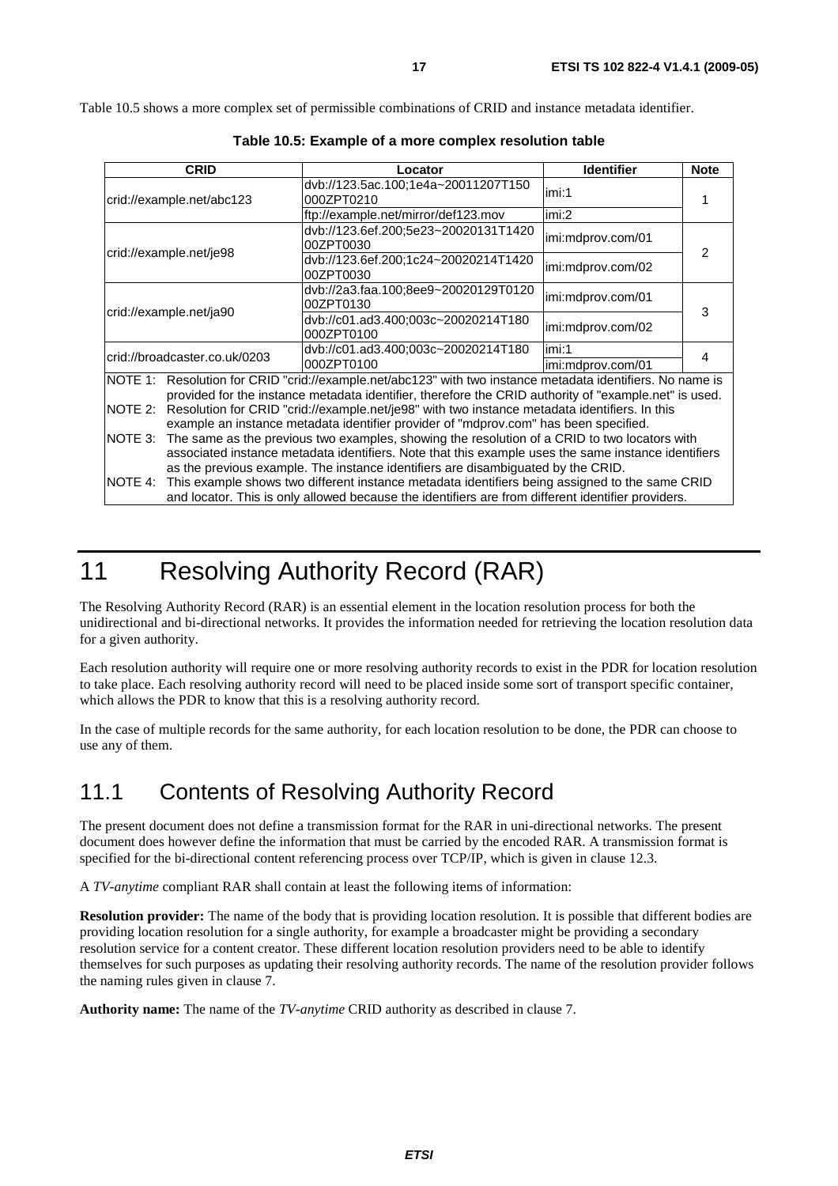Table 10.5 shows a more complex set of permissible combinations of CRID and instance metadata identifier.

**Table 10.5: Example of a more complex resolution table**

| CRID | Locator | Identifier | Note |
|---|---|---|---|
| crid://example.net/abc123 | dvb://123.5ac.100;1e4a~20011207T150000ZPT0210 | imi:1 | 1 |
| | ftp://example.net/mirror/def123.mov | imi:2 | |
| crid://example.net/je98 | dvb://123.6ef.200;5e23~20020131T142000ZPT0030 | imi:mdprov.com/01 | 2 |
| | dvb://123.6ef.200;1c24~20020214T142000ZPT0030 | imi:mdprov.com/02 | |
| crid://example.net/ja90 | dvb://2a3.faa.100;8ee9~20020129T012000ZPT0130 | imi:mdprov.com/01 | 3 |
| | dvb://c01.ad3.400;003c~20020214T180000ZPT0100 | imi:mdprov.com/02 | |
| crid://broadcaster.co.uk/0203 | dvb://c01.ad3.400;003c~20020214T180000ZPT0100 | imi:1 | 4 |
| | | imi:mdprov.com/01 | |

NOTE 1: Resolution for CRID "crid://example.net/abc123" with two instance metadata identifiers. No name is provided for the instance metadata identifier, therefore the CRID authority of "example.net" is used.

NOTE 2: Resolution for CRID "crid://example.net/je98" with two instance metadata identifiers. In this example an instance metadata identifier provider of "mdprov.com" has been specified.

NOTE 3: The same as the previous two examples, showing the resolution of a CRID to two locators with associated instance metadata identifiers. Note that this example uses the same instance identifiers as the previous example. The instance identifiers are disambiguated by the CRID.

NOTE 4: This example shows two different instance metadata identifiers being assigned to the same CRID and locator. This is only allowed because the identifiers are from different identifier providers.

# 11 Resolving Authority Record (RAR)

The Resolving Authority Record (RAR) is an essential element in the location resolution process for both the unidirectional and bi-directional networks. It provides the information needed for retrieving the location resolution data for a given authority.

Each resolution authority will require one or more resolving authority records to exist in the PDR for location resolution to take place. Each resolving authority record will need to be placed inside some sort of transport specific container, which allows the PDR to know that this is a resolving authority record.

In the case of multiple records for the same authority, for each location resolution to be done, the PDR can choose to use any of them.

## 11.1 Contents of Resolving Authority Record

The present document does not define a transmission format for the RAR in uni-directional networks. The present document does however define the information that must be carried by the encoded RAR. A transmission format is specified for the bi-directional content referencing process over TCP/IP, which is given in clause 12.3.

A *TV-anytime* compliant RAR shall contain at least the following items of information:

**Resolution provider:** The name of the body that is providing location resolution. It is possible that different bodies are providing location resolution for a single authority, for example a broadcaster might be providing a secondary resolution service for a content creator. These different location resolution providers need to be able to identify themselves for such purposes as updating their resolving authority records. The name of the resolution provider follows the naming rules given in clause 7.

**Authority name:** The name of the *TV-anytime* CRID authority as described in clause 7.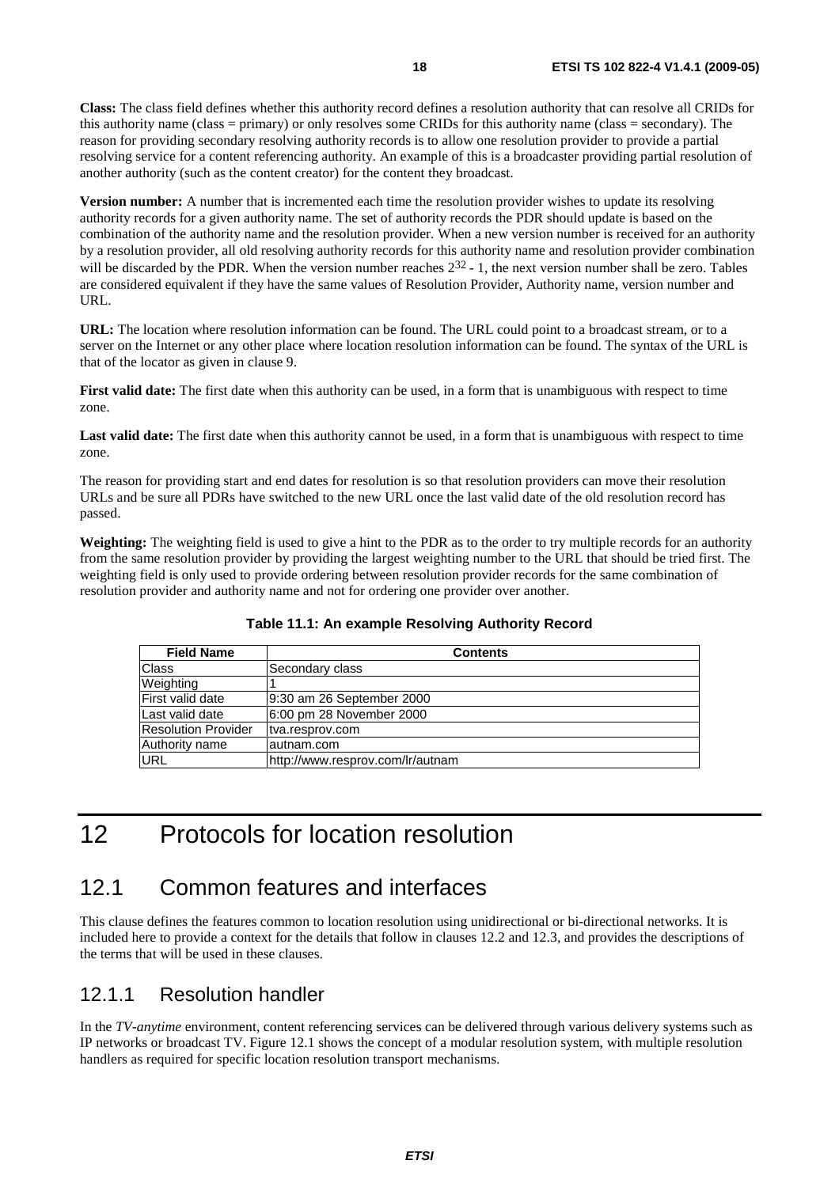**Class:** The class field defines whether this authority record defines a resolution authority that can resolve all CRIDs for this authority name (class = primary) or only resolves some CRIDs for this authority name (class = secondary). The reason for providing secondary resolving authority records is to allow one resolution provider to provide a partial resolving service for a content referencing authority. An example of this is a broadcaster providing partial resolution of another authority (such as the content creator) for the content they broadcast.

**Version number:** A number that is incremented each time the resolution provider wishes to update its resolving authority records for a given authority name. The set of authority records the PDR should update is based on the combination of the authority name and the resolution provider. When a new version number is received for an authority by a resolution provider, all old resolving authority records for this authority name and resolution provider combination will be discarded by the PDR. When the version number reaches $2^{32}$ - 1, the next version number shall be zero. Tables are considered equivalent if they have the same values of Resolution Provider, Authority name, version number and URL.

**URL:** The location where resolution information can be found. The URL could point to a broadcast stream, or to a server on the Internet or any other place where location resolution information can be found. The syntax of the URL is that of the locator as given in clause 9.

**First valid date:** The first date when this authority can be used, in a form that is unambiguous with respect to time zone.

**Last valid date:** The first date when this authority cannot be used, in a form that is unambiguous with respect to time zone.

The reason for providing start and end dates for resolution is so that resolution providers can move their resolution URLs and be sure all PDRs have switched to the new URL once the last valid date of the old resolution record has passed.

**Weighting:** The weighting field is used to give a hint to the PDR as to the order to try multiple records for an authority from the same resolution provider by providing the largest weighting number to the URL that should be tried first. The weighting field is only used to provide ordering between resolution provider records for the same combination of resolution provider and authority name and not for ordering one provider over another.

**Table 11.1: An example Resolving Authority Record**

| Field Name | Contents |
|---|---|
| Class | Secondary class |
| Weighting | 1 |
| First valid date | 9:30 am 26 September 2000 |
| Last valid date | 6:00 pm 28 November 2000 |
| Resolution Provider | tva.resprov.com |
| Authority name | autnam.com |
| URL | http://www.resprov.com/lr/autnam |

# 12 Protocols for location resolution

## 12.1 Common features and interfaces

This clause defines the features common to location resolution using unidirectional or bi-directional networks. It is included here to provide a context for the details that follow in clauses 12.2 and 12.3, and provides the descriptions of the terms that will be used in these clauses.

### 12.1.1 Resolution handler

In the *TV-anytime* environment, content referencing services can be delivered through various delivery systems such as IP networks or broadcast TV. Figure 12.1 shows the concept of a modular resolution system, with multiple resolution handlers as required for specific location resolution transport mechanisms.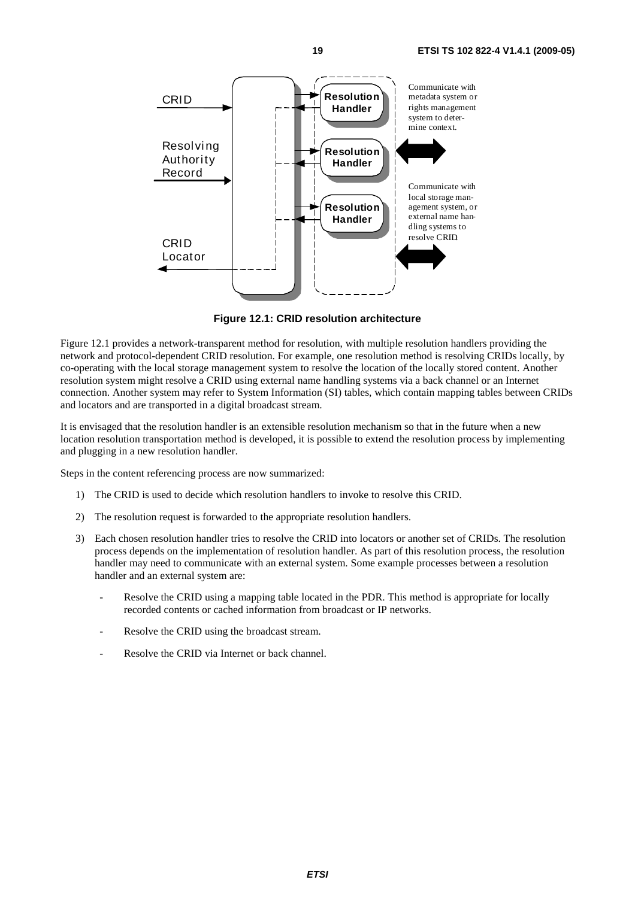Figure 12.1: CRID resolution architecture

Figure 12.1 provides a network-transparent method for resolution, with multiple resolution handlers providing the network and protocol-dependent CRID resolution. For example, one resolution method is resolving CRIDs locally, by co-operating with the local storage management system to resolve the location of the locally stored content. Another resolution system might resolve a CRID using external name handling systems via a back channel or an Internet connection. Another system may refer to System Information (SI) tables, which contain mapping tables between CRIDs and locators and are transported in a digital broadcast stream.

It is envisaged that the resolution handler is an extensible resolution mechanism so that in the future when a new location resolution transportation method is developed, it is possible to extend the resolution process by implementing and plugging in a new resolution handler.

Steps in the content referencing process are now summarized:

1) The CRID is used to decide which resolution handlers to invoke to resolve this CRID.

2) The resolution request is forwarded to the appropriate resolution handlers.

3) Each chosen resolution handler tries to resolve the CRID into locators or another set of CRIDs. The resolution process depends on the implementation of resolution handler. As part of this resolution process, the resolution handler may need to communicate with an external system. Some example processes between a resolution handler and an external system are:

   - Resolve the CRID using a mapping table located in the PDR. This method is appropriate for locally recorded contents or cached information from broadcast or IP networks.

   - Resolve the CRID using the broadcast stream.

   - Resolve the CRID via Internet or back channel.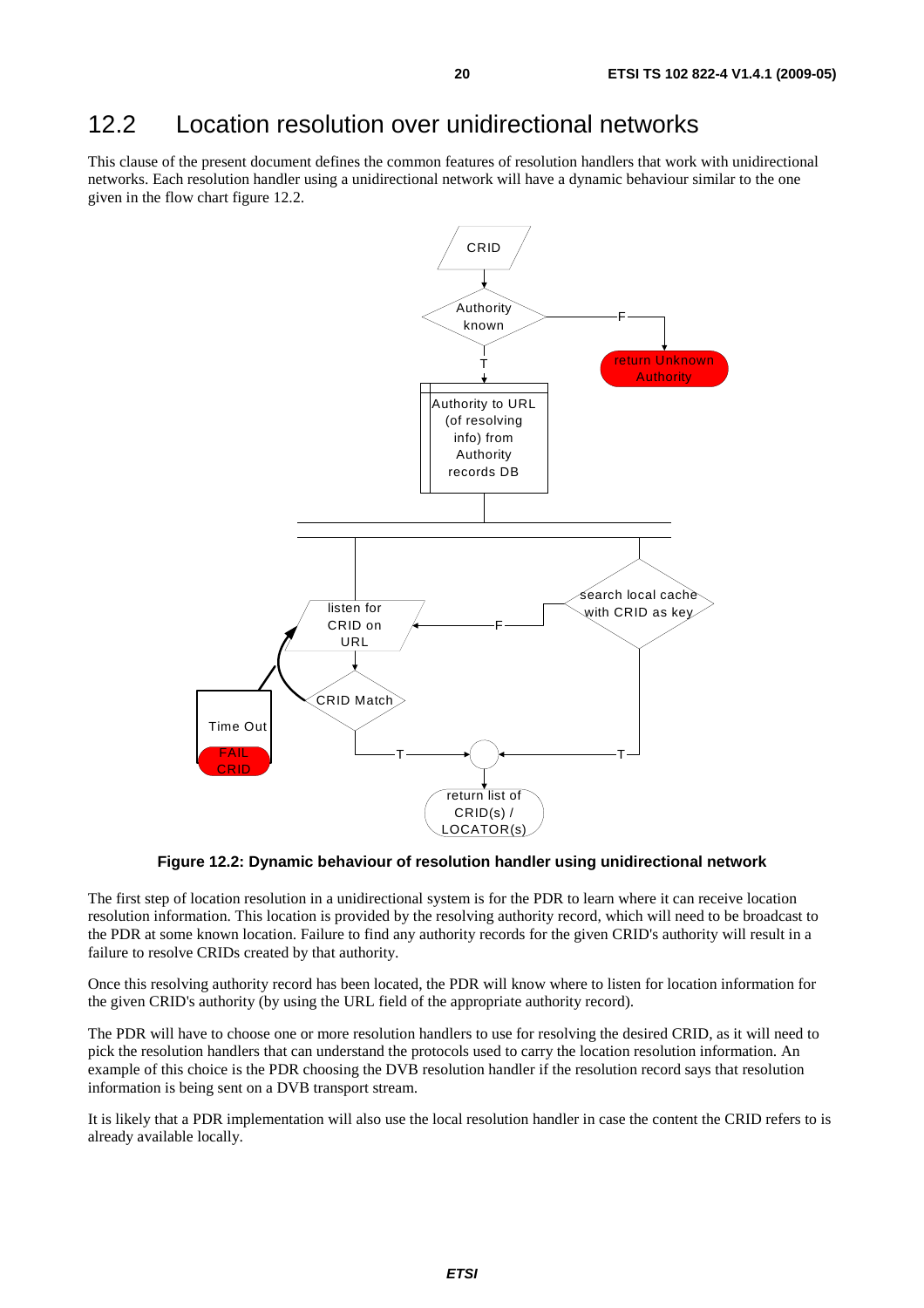## 12.2 Location resolution over unidirectional networks

This clause of the present document defines the common features of resolution handlers that work with unidirectional networks. Each resolution handler using a unidirectional network will have a dynamic behaviour similar to the one given in the flow chart figure 12.2.

**Figure 12.2: Dynamic behaviour of resolution handler using unidirectional network**

The first step of location resolution in a unidirectional system is for the PDR to learn where it can receive location resolution information. This location is provided by the resolving authority record, which will need to be broadcast to the PDR at some known location. Failure to find any authority records for the given CRID's authority will result in a failure to resolve CRIDs created by that authority.

Once this resolving authority record has been located, the PDR will know where to listen for location information for the given CRID's authority (by using the URL field of the appropriate authority record).

The PDR will have to choose one or more resolution handlers to use for resolving the desired CRID, as it will need to pick the resolution handlers that can understand the protocols used to carry the location resolution information. An example of this choice is the PDR choosing the DVB resolution handler if the resolution record says that resolution information is being sent on a DVB transport stream.

It is likely that a PDR implementation will also use the local resolution handler in case the content the CRID refers to is already available locally.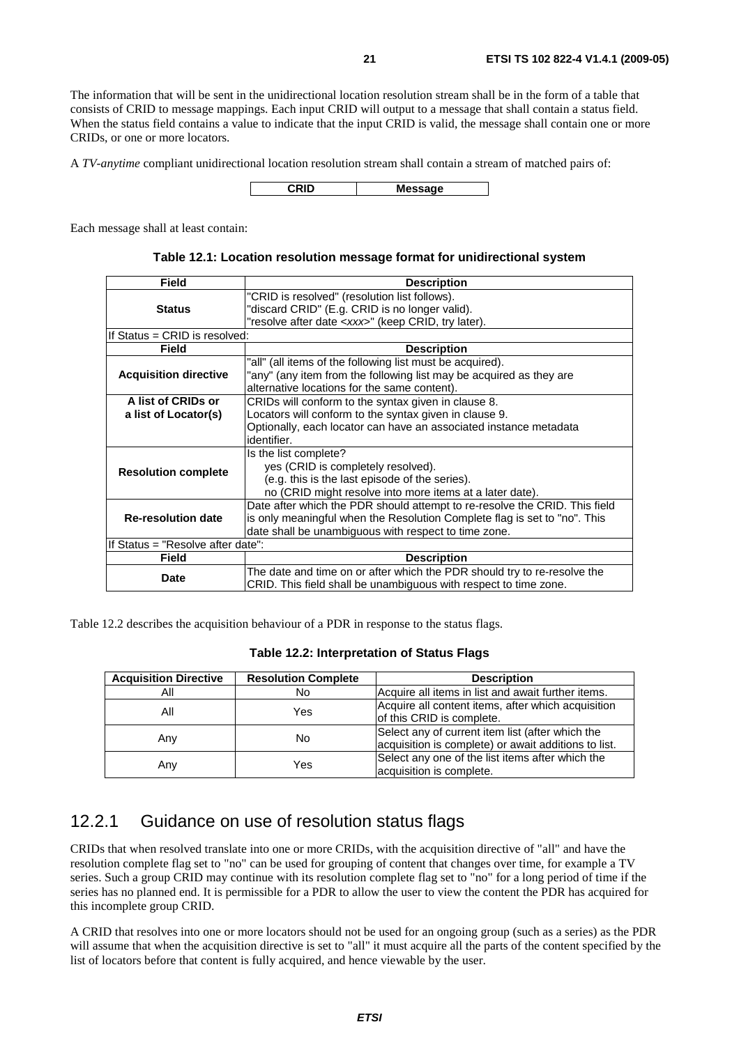The information that will be sent in the unidirectional location resolution stream shall be in the form of a table that consists of CRID to message mappings. Each input CRID will output to a message that shall contain a status field. When the status field contains a value to indicate that the input CRID is valid, the message shall contain one or more CRIDs, or one or more locators.

A *TV-anytime* compliant unidirectional location resolution stream shall contain a stream of matched pairs of:

| CRID | Message |
|---|---|

Each message shall at least contain:

**Table 12.1: Location resolution message format for unidirectional system**

| Field | Description |
|---|---|
| **Status** | "CRID is resolved" (resolution list follows).<br>"discard CRID" (E.g. CRID is no longer valid).<br>"resolve after date <*xxx*>" (keep CRID, try later). |
| If Status = CRID is resolved: | |
| **Field** | **Description** |
| **Acquisition directive** | "all" (all items of the following list must be acquired).<br>"any" (any item from the following list may be acquired as they are alternative locations for the same content). |
| **A list of CRIDs or a list of Locator(s)** | CRIDs will conform to the syntax given in clause 8.<br>Locators will conform to the syntax given in clause 9.<br>Optionally, each locator can have an associated instance metadata identifier. |
| **Resolution complete** | Is the list complete?<br>yes (CRID is completely resolved).<br>(e.g. this is the last episode of the series).<br>no (CRID might resolve into more items at a later date). |
| **Re-resolution date** | Date after which the PDR should attempt to re-resolve the CRID. This field is only meaningful when the Resolution Complete flag is set to "no". This date shall be unambiguous with respect to time zone. |
| If Status = "Resolve after date": | |
| **Field** | **Description** |
| **Date** | The date and time on or after which the PDR should try to re-resolve the CRID. This field shall be unambiguous with respect to time zone. |

Table 12.2 describes the acquisition behaviour of a PDR in response to the status flags.

**Table 12.2: Interpretation of Status Flags**

| Acquisition Directive | Resolution Complete | Description |
|---|---|---|
| All | No | Acquire all items in list and await further items. |
| All | Yes | Acquire all content items, after which acquisition of this CRID is complete. |
| Any | No | Select any of current item list (after which the acquisition is complete) or await additions to list. |
| Any | Yes | Select any one of the list items after which the acquisition is complete. |

### 12.2.1 Guidance on use of resolution status flags

CRIDs that when resolved translate into one or more CRIDs, with the acquisition directive of "all" and have the resolution complete flag set to "no" can be used for grouping of content that changes over time, for example a TV series. Such a group CRID may continue with its resolution complete flag set to "no" for a long period of time if the series has no planned end. It is permissible for a PDR to allow the user to view the content the PDR has acquired for this incomplete group CRID.

A CRID that resolves into one or more locators should not be used for an ongoing group (such as a series) as the PDR will assume that when the acquisition directive is set to "all" it must acquire all the parts of the content specified by the list of locators before that content is fully acquired, and hence viewable by the user.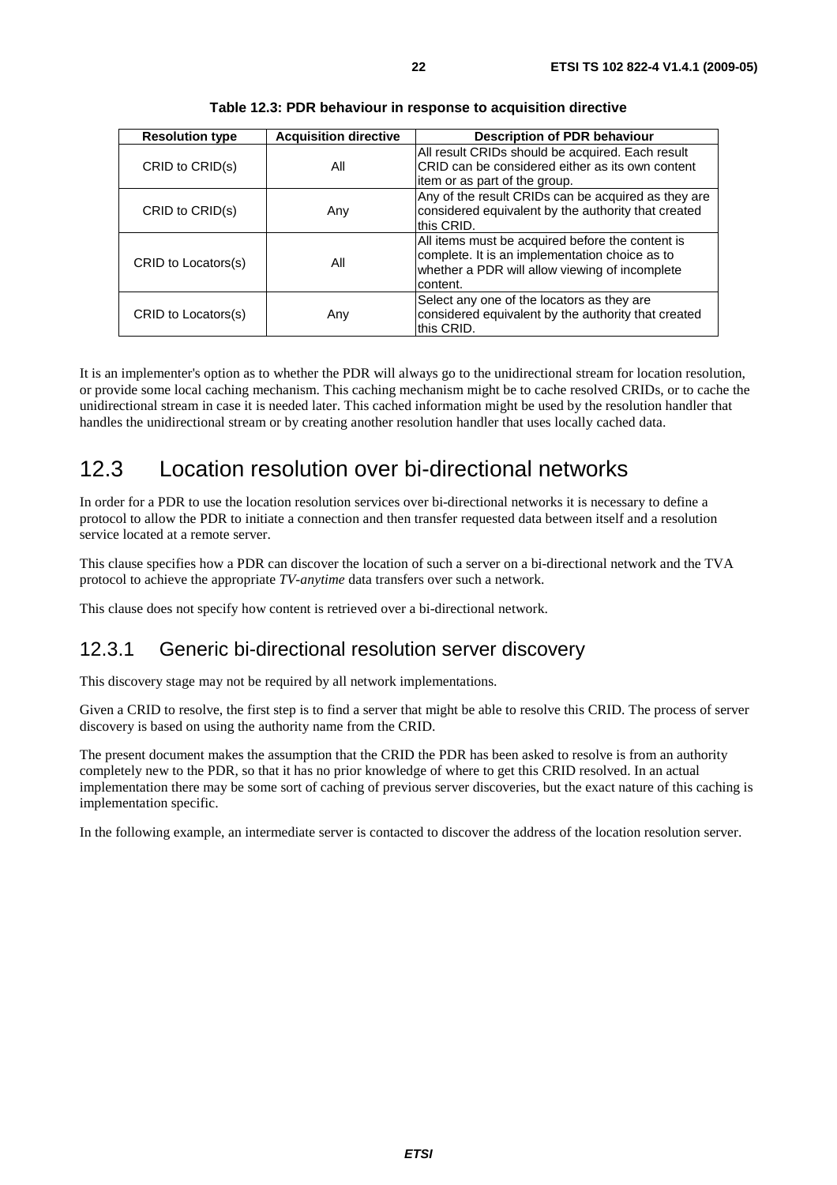**Table 12.3: PDR behaviour in response to acquisition directive**

| Resolution type | Acquisition directive | Description of PDR behaviour |
| --- | --- | --- |
| CRID to CRID(s) | All | All result CRIDs should be acquired. Each result CRID can be considered either as its own content item or as part of the group. |
| CRID to CRID(s) | Any | Any of the result CRIDs can be acquired as they are considered equivalent by the authority that created this CRID. |
| CRID to Locators(s) | All | All items must be acquired before the content is complete. It is an implementation choice as to whether a PDR will allow viewing of incomplete content. |
| CRID to Locators(s) | Any | Select any one of the locators as they are considered equivalent by the authority that created this CRID. |

It is an implementer's option as to whether the PDR will always go to the unidirectional stream for location resolution, or provide some local caching mechanism. This caching mechanism might be to cache resolved CRIDs, or to cache the unidirectional stream in case it is needed later. This cached information might be used by the resolution handler that handles the unidirectional stream or by creating another resolution handler that uses locally cached data.

## 12.3 Location resolution over bi-directional networks

In order for a PDR to use the location resolution services over bi-directional networks it is necessary to define a protocol to allow the PDR to initiate a connection and then transfer requested data between itself and a resolution service located at a remote server.

This clause specifies how a PDR can discover the location of such a server on a bi-directional network and the TVA protocol to achieve the appropriate *TV-anytime* data transfers over such a network.

This clause does not specify how content is retrieved over a bi-directional network.

### 12.3.1 Generic bi-directional resolution server discovery

This discovery stage may not be required by all network implementations.

Given a CRID to resolve, the first step is to find a server that might be able to resolve this CRID. The process of server discovery is based on using the authority name from the CRID.

The present document makes the assumption that the CRID the PDR has been asked to resolve is from an authority completely new to the PDR, so that it has no prior knowledge of where to get this CRID resolved. In an actual implementation there may be some sort of caching of previous server discoveries, but the exact nature of this caching is implementation specific.

In the following example, an intermediate server is contacted to discover the address of the location resolution server.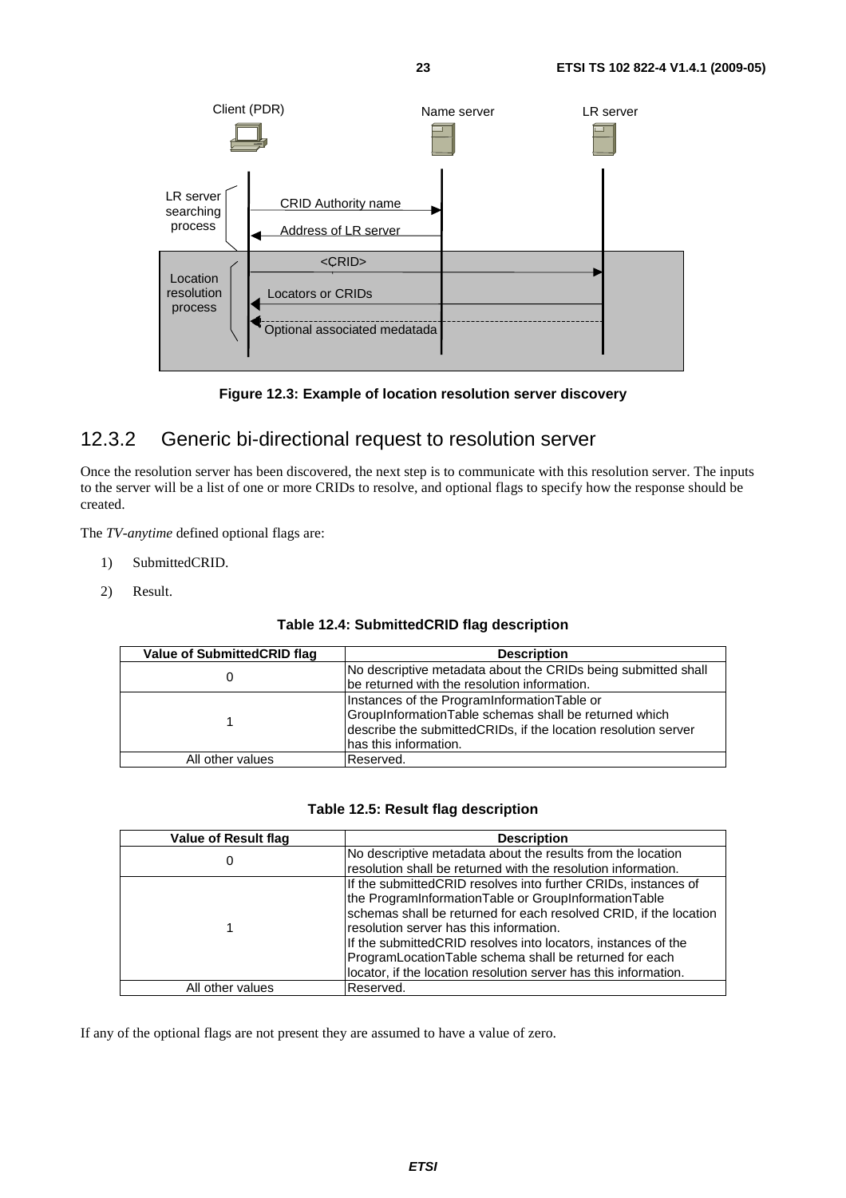Figure 12.3: Example of location resolution server discovery

## 12.3.2 Generic bi-directional request to resolution server

Once the resolution server has been discovered, the next step is to communicate with this resolution server. The inputs to the server will be a list of one or more CRIDs to resolve, and optional flags to specify how the response should be created.

The *TV-anytime* defined optional flags are:

1) SubmittedCRID.

2) Result.

**Table 12.4: SubmittedCRID flag description**

| Value of SubmittedCRID flag | Description |
|---|---|
| 0 | No descriptive metadata about the CRIDs being submitted shall be returned with the resolution information. |
| 1 | Instances of the ProgramInformationTable or GroupInformationTable schemas shall be returned which describe the submittedCRIDs, if the location resolution server has this information. |
| All other values | Reserved. |

**Table 12.5: Result flag description**

| Value of Result flag | Description |
|---|---|
| 0 | No descriptive metadata about the results from the location resolution shall be returned with the resolution information. |
| 1 | If the submittedCRID resolves into further CRIDs, instances of the ProgramInformationTable or GroupInformationTable schemas shall be returned for each resolved CRID, if the location resolution server has this information.<br>If the submittedCRID resolves into locators, instances of the ProgramLocationTable schema shall be returned for each locator, if the location resolution server has this information. |
| All other values | Reserved. |

If any of the optional flags are not present they are assumed to have a value of zero.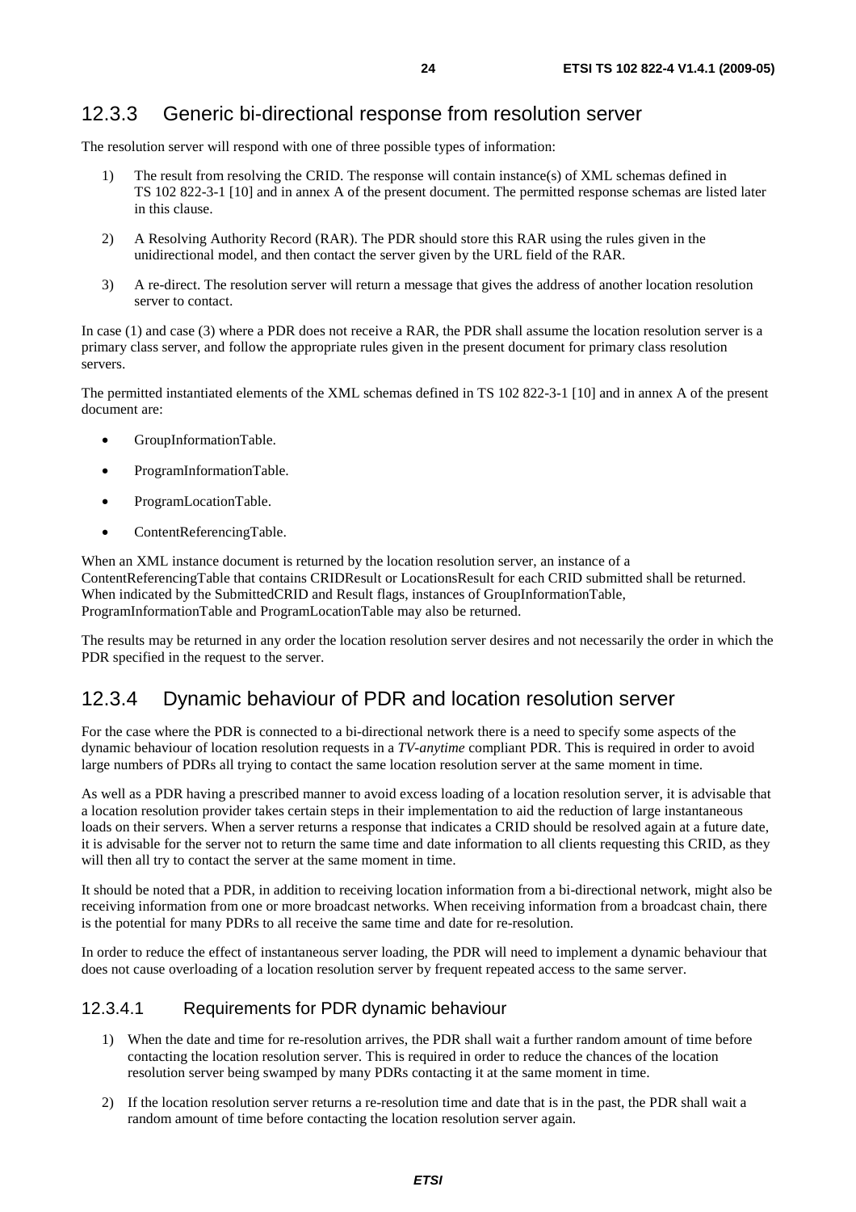### 12.3.3 Generic bi-directional response from resolution server

The resolution server will respond with one of three possible types of information:

1) The result from resolving the CRID. The response will contain instance(s) of XML schemas defined in TS 102 822-3-1 [10] and in annex A of the present document. The permitted response schemas are listed later in this clause.

2) A Resolving Authority Record (RAR). The PDR should store this RAR using the rules given in the unidirectional model, and then contact the server given by the URL field of the RAR.

3) A re-direct. The resolution server will return a message that gives the address of another location resolution server to contact.

In case (1) and case (3) where a PDR does not receive a RAR, the PDR shall assume the location resolution server is a primary class server, and follow the appropriate rules given in the present document for primary class resolution servers.

The permitted instantiated elements of the XML schemas defined in TS 102 822-3-1 [10] and in annex A of the present document are:

- GroupInformationTable.
- ProgramInformationTable.
- ProgramLocationTable.
- ContentReferencingTable.

When an XML instance document is returned by the location resolution server, an instance of a ContentReferencingTable that contains CRIDResult or LocationsResult for each CRID submitted shall be returned. When indicated by the SubmittedCRID and Result flags, instances of GroupInformationTable, ProgramInformationTable and ProgramLocationTable may also be returned.

The results may be returned in any order the location resolution server desires and not necessarily the order in which the PDR specified in the request to the server.

### 12.3.4 Dynamic behaviour of PDR and location resolution server

For the case where the PDR is connected to a bi-directional network there is a need to specify some aspects of the dynamic behaviour of location resolution requests in a *TV-anytime* compliant PDR. This is required in order to avoid large numbers of PDRs all trying to contact the same location resolution server at the same moment in time.

As well as a PDR having a prescribed manner to avoid excess loading of a location resolution server, it is advisable that a location resolution provider takes certain steps in their implementation to aid the reduction of large instantaneous loads on their servers. When a server returns a response that indicates a CRID should be resolved again at a future date, it is advisable for the server not to return the same time and date information to all clients requesting this CRID, as they will then all try to contact the server at the same moment in time.

It should be noted that a PDR, in addition to receiving location information from a bi-directional network, might also be receiving information from one or more broadcast networks. When receiving information from a broadcast chain, there is the potential for many PDRs to all receive the same time and date for re-resolution.

In order to reduce the effect of instantaneous server loading, the PDR will need to implement a dynamic behaviour that does not cause overloading of a location resolution server by frequent repeated access to the same server.

#### 12.3.4.1 Requirements for PDR dynamic behaviour

1) When the date and time for re-resolution arrives, the PDR shall wait a further random amount of time before contacting the location resolution server. This is required in order to reduce the chances of the location resolution server being swamped by many PDRs contacting it at the same moment in time.

2) If the location resolution server returns a re-resolution time and date that is in the past, the PDR shall wait a random amount of time before contacting the location resolution server again.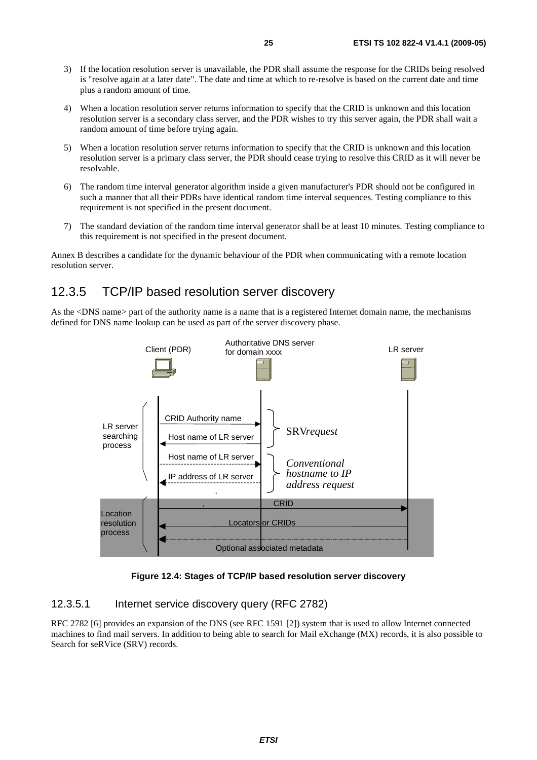3) If the location resolution server is unavailable, the PDR shall assume the response for the CRIDs being resolved is "resolve again at a later date". The date and time at which to re-resolve is based on the current date and time plus a random amount of time.

4) When a location resolution server returns information to specify that the CRID is unknown and this location resolution server is a secondary class server, and the PDR wishes to try this server again, the PDR shall wait a random amount of time before trying again.

5) When a location resolution server returns information to specify that the CRID is unknown and this location resolution server is a primary class server, the PDR should cease trying to resolve this CRID as it will never be resolvable.

6) The random time interval generator algorithm inside a given manufacturer's PDR should not be configured in such a manner that all their PDRs have identical random time interval sequences. Testing compliance to this requirement is not specified in the present document.

7) The standard deviation of the random time interval generator shall be at least 10 minutes. Testing compliance to this requirement is not specified in the present document.

Annex B describes a candidate for the dynamic behaviour of the PDR when communicating with a remote location resolution server.

## 12.3.5 TCP/IP based resolution server discovery

As the <DNS name> part of the authority name is a name that is a registered Internet domain name, the mechanisms defined for DNS name lookup can be used as part of the server discovery phase.

**Figure 12.4: Stages of TCP/IP based resolution server discovery**

### 12.3.5.1 Internet service discovery query (RFC 2782)

RFC 2782 [6] provides an expansion of the DNS (see RFC 1591 [2]) system that is used to allow Internet connected machines to find mail servers. In addition to being able to search for Mail eXchange (MX) records, it is also possible to Search for seRVice (SRV) records.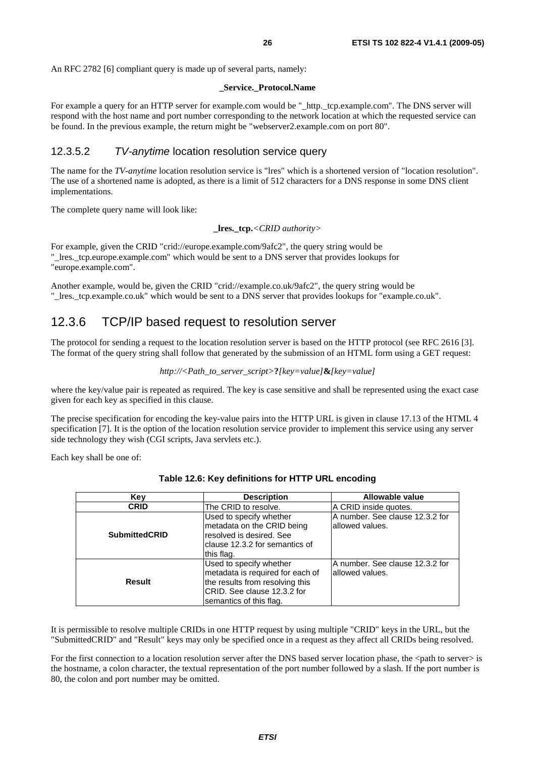An RFC 2782 [6] compliant query is made up of several parts, namely:

**_Service._Protocol.Name**

For example a query for an HTTP server for example.com would be "_http._tcp.example.com". The DNS server will respond with the host name and port number corresponding to the network location at which the requested service can be found. In the previous example, the return might be "webserver2.example.com on port 80".

#### 12.3.5.2 *TV-anytime* location resolution service query

The name for the *TV-anytime* location resolution service is "lres" which is a shortened version of "location resolution". The use of a shortened name is adopted, as there is a limit of 512 characters for a DNS response in some DNS client implementations.

The complete query name will look like:

**_lres._tcp.***<CRID authority>*

For example, given the CRID "crid://europe.example.com/9afc2", the query string would be "_lres._tcp.europe.example.com" which would be sent to a DNS server that provides lookups for "europe.example.com".

Another example, would be, given the CRID "crid://example.co.uk/9afc2", the query string would be "_lres._tcp.example.co.uk" which would be sent to a DNS server that provides lookups for "example.co.uk".

### 12.3.6 TCP/IP based request to resolution server

The protocol for sending a request to the location resolution server is based on the HTTP protocol (see RFC 2616 [3]. The format of the query string shall follow that generated by the submission of an HTML form using a GET request:

*http://<Path_to_server_script>***?***[key=value]***&***[key=value]*

where the key/value pair is repeated as required. The key is case sensitive and shall be represented using the exact case given for each key as specified in this clause.

The precise specification for encoding the key-value pairs into the HTTP URL is given in clause 17.13 of the HTML 4 specification [7]. It is the option of the location resolution service provider to implement this service using any server side technology they wish (CGI scripts, Java servlets etc.).

Each key shall be one of:

**Table 12.6: Key definitions for HTTP URL encoding**

| Key | Description | Allowable value |
|---|---|---|
| **CRID** | The CRID to resolve. | A CRID inside quotes. |
| **SubmittedCRID** | Used to specify whether metadata on the CRID being resolved is desired. See clause 12.3.2 for semantics of this flag. | A number. See clause 12.3.2 for allowed values. |
| **Result** | Used to specify whether metadata is required for each of the results from resolving this CRID. See clause 12.3.2 for semantics of this flag. | A number. See clause 12.3.2 for allowed values. |

It is permissible to resolve multiple CRIDs in one HTTP request by using multiple "CRID" keys in the URL, but the "SubmittedCRID" and "Result" keys may only be specified once in a request as they affect all CRIDs being resolved.

For the first connection to a location resolution server after the DNS based server location phase, the <path to server> is the hostname, a colon character, the textual representation of the port number followed by a slash. If the port number is 80, the colon and port number may be omitted.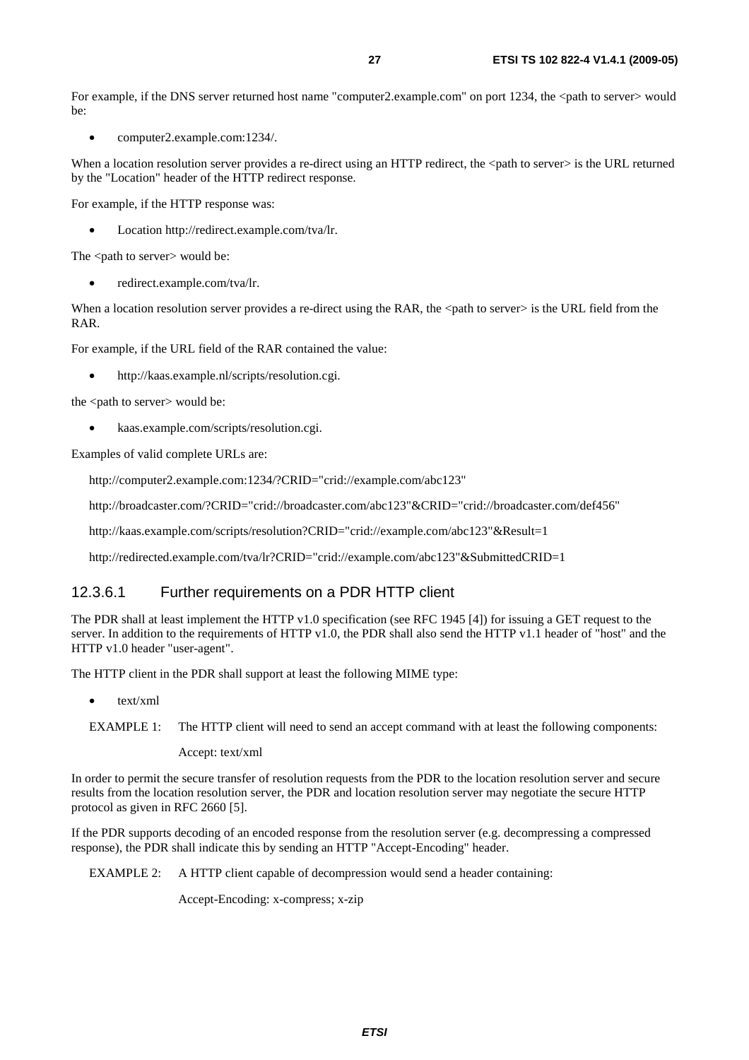For example, if the DNS server returned host name "computer2.example.com" on port 1234, the <path to server> would be:

- computer2.example.com:1234/.

When a location resolution server provides a re-direct using an HTTP redirect, the <path to server> is the URL returned by the "Location" header of the HTTP redirect response.

For example, if the HTTP response was:

- Location http://redirect.example.com/tva/lr.

The <path to server> would be:

- redirect.example.com/tva/lr.

When a location resolution server provides a re-direct using the RAR, the <path to server> is the URL field from the RAR.

For example, if the URL field of the RAR contained the value:

- http://kaas.example.nl/scripts/resolution.cgi.

the <path to server> would be:

- kaas.example.com/scripts/resolution.cgi.

Examples of valid complete URLs are:

http://computer2.example.com:1234/?CRID="crid://example.com/abc123"

http://broadcaster.com/?CRID="crid://broadcaster.com/abc123"&CRID="crid://broadcaster.com/def456"

http://kaas.example.com/scripts/resolution?CRID="crid://example.com/abc123"&Result=1

http://redirected.example.com/tva/lr?CRID="crid://example.com/abc123"&SubmittedCRID=1

#### 12.3.6.1 Further requirements on a PDR HTTP client

The PDR shall at least implement the HTTP v1.0 specification (see RFC 1945 [4]) for issuing a GET request to the server. In addition to the requirements of HTTP v1.0, the PDR shall also send the HTTP v1.1 header of "host" and the HTTP v1.0 header "user-agent".

The HTTP client in the PDR shall support at least the following MIME type:

- text/xml

EXAMPLE 1: The HTTP client will need to send an accept command with at least the following components:

Accept: text/xml

In order to permit the secure transfer of resolution requests from the PDR to the location resolution server and secure results from the location resolution server, the PDR and location resolution server may negotiate the secure HTTP protocol as given in RFC 2660 [5].

If the PDR supports decoding of an encoded response from the resolution server (e.g. decompressing a compressed response), the PDR shall indicate this by sending an HTTP "Accept-Encoding" header.

EXAMPLE 2: A HTTP client capable of decompression would send a header containing:

Accept-Encoding: x-compress; x-zip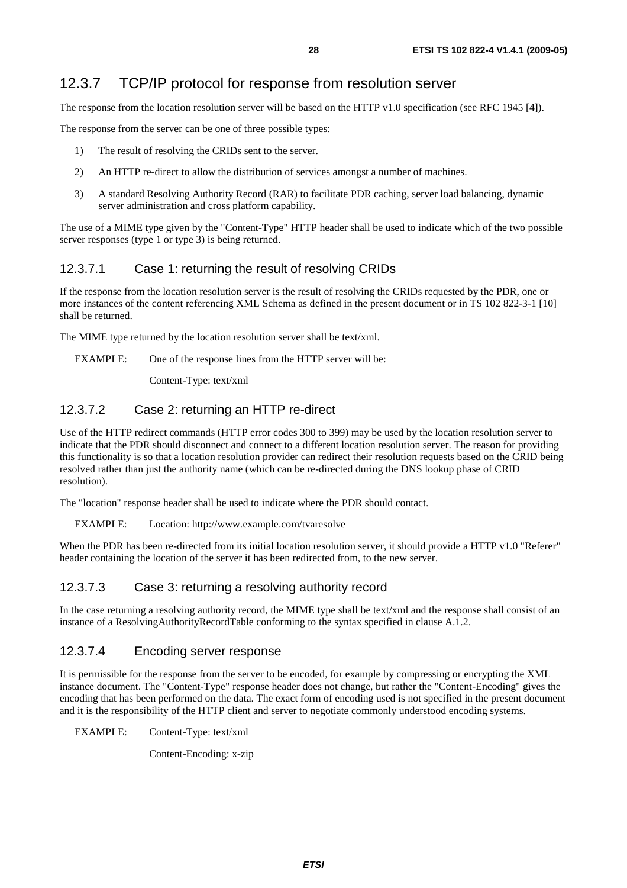### 12.3.7 TCP/IP protocol for response from resolution server

The response from the location resolution server will be based on the HTTP v1.0 specification (see RFC 1945 [4]).

The response from the server can be one of three possible types:

1) The result of resolving the CRIDs sent to the server.

2) An HTTP re-direct to allow the distribution of services amongst a number of machines.

3) A standard Resolving Authority Record (RAR) to facilitate PDR caching, server load balancing, dynamic server administration and cross platform capability.

The use of a MIME type given by the "Content-Type" HTTP header shall be used to indicate which of the two possible server responses (type 1 or type 3) is being returned.

#### 12.3.7.1 Case 1: returning the result of resolving CRIDs

If the response from the location resolution server is the result of resolving the CRIDs requested by the PDR, one or more instances of the content referencing XML Schema as defined in the present document or in TS 102 822-3-1 [10] shall be returned.

The MIME type returned by the location resolution server shall be text/xml.

EXAMPLE: One of the response lines from the HTTP server will be:

Content-Type: text/xml

#### 12.3.7.2 Case 2: returning an HTTP re-direct

Use of the HTTP redirect commands (HTTP error codes 300 to 399) may be used by the location resolution server to indicate that the PDR should disconnect and connect to a different location resolution server. The reason for providing this functionality is so that a location resolution provider can redirect their resolution requests based on the CRID being resolved rather than just the authority name (which can be re-directed during the DNS lookup phase of CRID resolution).

The "location" response header shall be used to indicate where the PDR should contact.

EXAMPLE: Location: http://www.example.com/tvaresolve

When the PDR has been re-directed from its initial location resolution server, it should provide a HTTP v1.0 "Referer" header containing the location of the server it has been redirected from, to the new server.

#### 12.3.7.3 Case 3: returning a resolving authority record

In the case returning a resolving authority record, the MIME type shall be text/xml and the response shall consist of an instance of a ResolvingAuthorityRecordTable conforming to the syntax specified in clause A.1.2.

#### 12.3.7.4 Encoding server response

It is permissible for the response from the server to be encoded, for example by compressing or encrypting the XML instance document. The "Content-Type" response header does not change, but rather the "Content-Encoding" gives the encoding that has been performed on the data. The exact form of encoding used is not specified in the present document and it is the responsibility of the HTTP client and server to negotiate commonly understood encoding systems.

EXAMPLE: Content-Type: text/xml

Content-Encoding: x-zip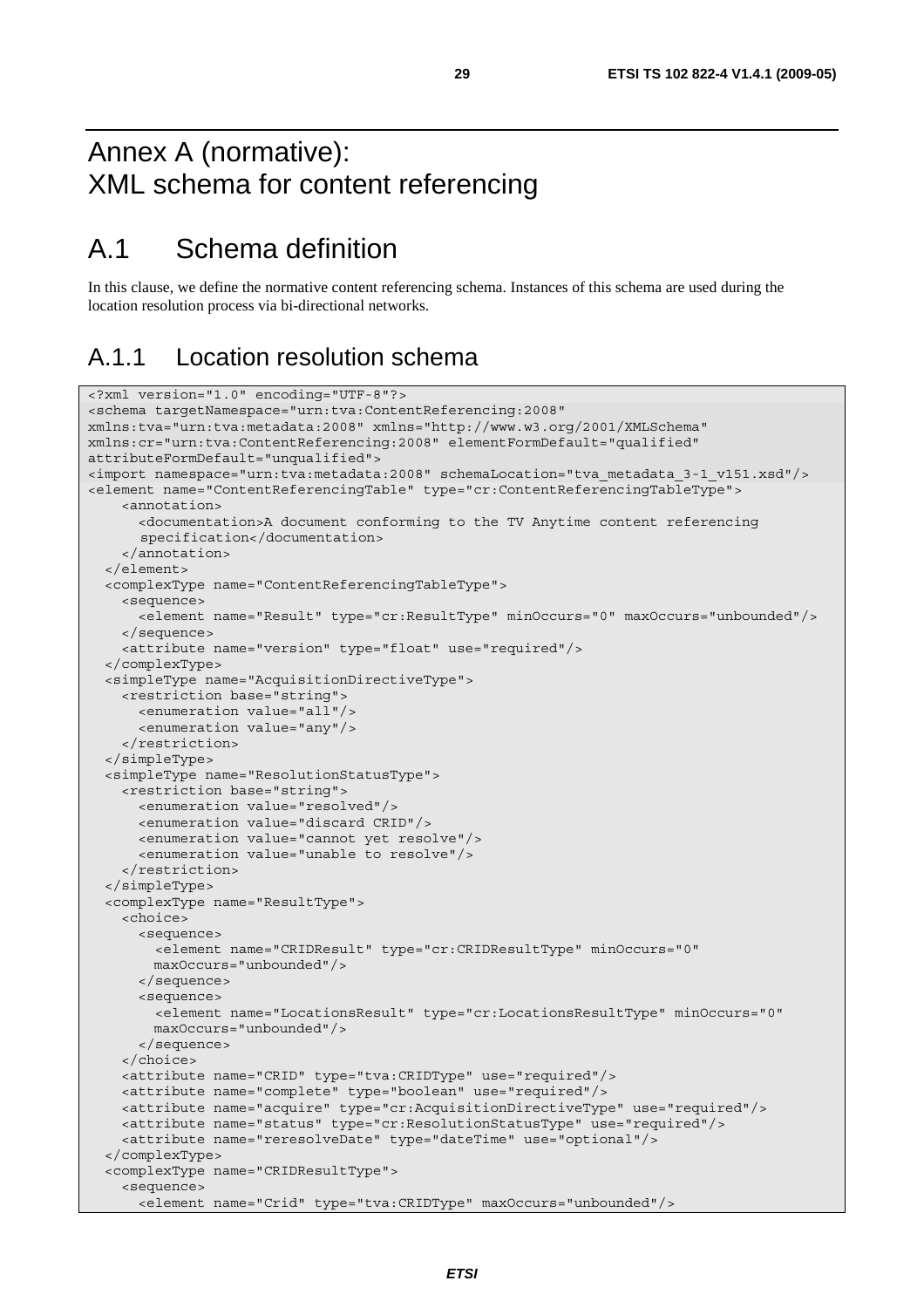# Annex A (normative): XML schema for content referencing

## A.1 Schema definition

In this clause, we define the normative content referencing schema. Instances of this schema are used during the location resolution process via bi-directional networks.

### A.1.1 Location resolution schema

```
<?xml version="1.0" encoding="UTF-8"?>
<schema targetNamespace="urn:tva:ContentReferencing:2008"
xmlns:tva="urn:tva:metadata:2008" xmlns="http://www.w3.org/2001/XMLSchema"
xmlns:cr="urn:tva:ContentReferencing:2008" elementFormDefault="qualified"
attributeFormDefault="unqualified">
<import namespace="urn:tva:metadata:2008" schemaLocation="tva_metadata_3-1_v151.xsd"/>
<element name="ContentReferencingTable" type="cr:ContentReferencingTableType">
    <annotation>
      <documentation>A document conforming to the TV Anytime content referencing
      specification</documentation>
    </annotation>
  </element>
  <complexType name="ContentReferencingTableType">
    <sequence>
      <element name="Result" type="cr:ResultType" minOccurs="0" maxOccurs="unbounded"/>
    </sequence>
    <attribute name="version" type="float" use="required"/>
  </complexType>
  <simpleType name="AcquisitionDirectiveType">
    <restriction base="string">
      <enumeration value="all"/>
      <enumeration value="any"/>
    </restriction>
  </simpleType>
  <simpleType name="ResolutionStatusType">
    <restriction base="string">
      <enumeration value="resolved"/>
      <enumeration value="discard CRID"/>
      <enumeration value="cannot yet resolve"/>
      <enumeration value="unable to resolve"/>
    </restriction>
  </simpleType>
  <complexType name="ResultType">
    <choice>
      <sequence>
        <element name="CRIDResult" type="cr:CRIDResultType" minOccurs="0"
        maxOccurs="unbounded"/>
      </sequence>
      <sequence>
        <element name="LocationsResult" type="cr:LocationsResultType" minOccurs="0"
        maxOccurs="unbounded"/>
      </sequence>
    </choice>
    <attribute name="CRID" type="tva:CRIDType" use="required"/>
    <attribute name="complete" type="boolean" use="required"/>
    <attribute name="acquire" type="cr:AcquisitionDirectiveType" use="required"/>
    <attribute name="status" type="cr:ResolutionStatusType" use="required"/>
    <attribute name="reresolveDate" type="dateTime" use="optional"/>
  </complexType>
  <complexType name="CRIDResultType">
    <sequence>
      <element name="Crid" type="tva:CRIDType" maxOccurs="unbounded"/>
```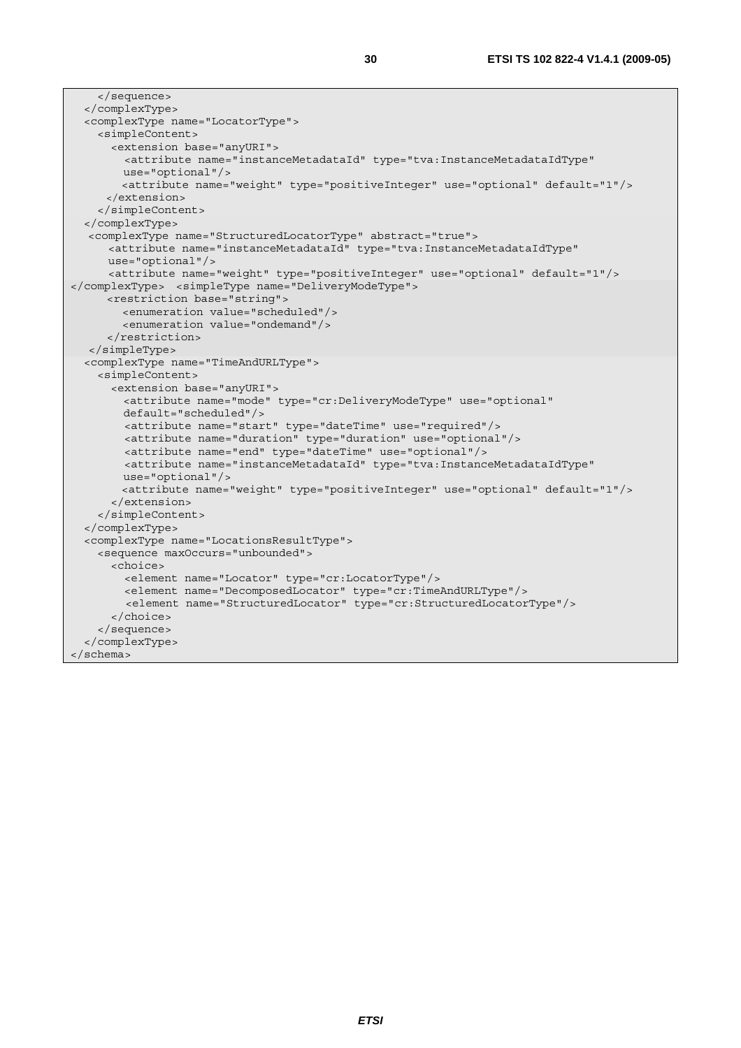```
    </sequence>
  </complexType>
  <complexType name="LocatorType">
    <simpleContent>
      <extension base="anyURI">
        <attribute name="instanceMetadataId" type="tva:InstanceMetadataIdType"
        use="optional"/>
        <attribute name="weight" type="positiveInteger" use="optional" default="1"/>
      </extension>
    </simpleContent>
  </complexType>
   <complexType name="StructuredLocatorType" abstract="true">
      <attribute name="instanceMetadataId" type="tva:InstanceMetadataIdType"
      use="optional"/>
      <attribute name="weight" type="positiveInteger" use="optional" default="1"/>
</complexType>  <simpleType name="DeliveryModeType">
      <restriction base="string">
        <enumeration value="scheduled"/>
        <enumeration value="ondemand"/>
      </restriction>
   </simpleType>
  <complexType name="TimeAndURLType">
    <simpleContent>
      <extension base="anyURI">
        <attribute name="mode" type="cr:DeliveryModeType" use="optional"
        default="scheduled"/>
        <attribute name="start" type="dateTime" use="required"/>
        <attribute name="duration" type="duration" use="optional"/>
        <attribute name="end" type="dateTime" use="optional"/>
        <attribute name="instanceMetadataId" type="tva:InstanceMetadataIdType"
        use="optional"/>
        <attribute name="weight" type="positiveInteger" use="optional" default="1"/>
      </extension>
    </simpleContent>
  </complexType>
  <complexType name="LocationsResultType">
    <sequence maxOccurs="unbounded">
      <choice>
        <element name="Locator" type="cr:LocatorType"/>
        <element name="DecomposedLocator" type="cr:TimeAndURLType"/>
        <element name="StructuredLocator" type="cr:StructuredLocatorType"/>
      </choice>
    </sequence>
  </complexType>
</schema>
```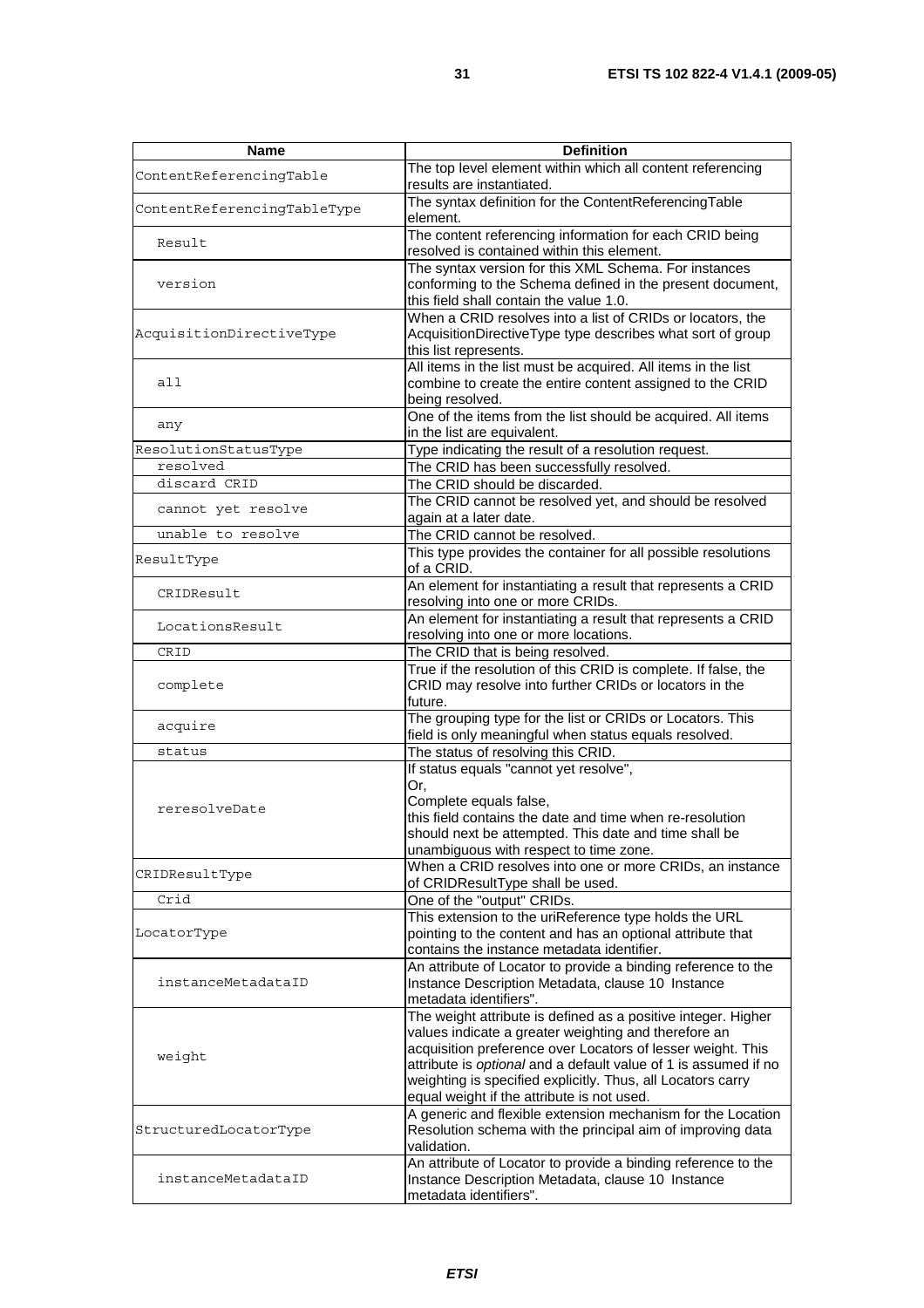| Name | Definition |
| --- | --- |
| ContentReferencingTable | The top level element within which all content referencing results are instantiated. |
| ContentReferencingTableType | The syntax definition for the ContentReferencingTable element. |
| Result | The content referencing information for each CRID being resolved is contained within this element. |
| version | The syntax version for this XML Schema. For instances conforming to the Schema defined in the present document, this field shall contain the value 1.0. |
| AcquisitionDirectiveType | When a CRID resolves into a list of CRIDs or locators, the AcquisitionDirectiveType type describes what sort of group this list represents. |
| all | All items in the list must be acquired. All items in the list combine to create the entire content assigned to the CRID being resolved. |
| any | One of the items from the list should be acquired. All items in the list are equivalent. |
| ResolutionStatusType | Type indicating the result of a resolution request. |
| resolved | The CRID has been successfully resolved. |
| discard CRID | The CRID should be discarded. |
| cannot yet resolve | The CRID cannot be resolved yet, and should be resolved again at a later date. |
| unable to resolve | The CRID cannot be resolved. |
| ResultType | This type provides the container for all possible resolutions of a CRID. |
| CRIDResult | An element for instantiating a result that represents a CRID resolving into one or more CRIDs. |
| LocationsResult | An element for instantiating a result that represents a CRID resolving into one or more locations. |
| CRID | The CRID that is being resolved. |
| complete | True if the resolution of this CRID is complete. If false, the CRID may resolve into further CRIDs or locators in the future. |
| acquire | The grouping type for the list or CRIDs or Locators. This field is only meaningful when status equals resolved. |
| status | The status of resolving this CRID. |
| reresolveDate | If status equals "cannot yet resolve",<br>Or,<br>Complete equals false,<br>this field contains the date and time when re-resolution should next be attempted. This date and time shall be unambiguous with respect to time zone. |
| CRIDResultType | When a CRID resolves into one or more CRIDs, an instance of CRIDResultType shall be used. |
| Crid | One of the "output" CRIDs. |
| LocatorType | This extension to the uriReference type holds the URL pointing to the content and has an optional attribute that contains the instance metadata identifier. |
| instanceMetadataID | An attribute of Locator to provide a binding reference to the Instance Description Metadata, clause 10 Instance metadata identifiers". |
| weight | The weight attribute is defined as a positive integer. Higher values indicate a greater weighting and therefore an acquisition preference over Locators of lesser weight. This attribute is *optional* and a default value of 1 is assumed if no weighting is specified explicitly. Thus, all Locators carry equal weight if the attribute is not used. |
| StructuredLocatorType | A generic and flexible extension mechanism for the Location Resolution schema with the principal aim of improving data validation. |
| instanceMetadataID | An attribute of Locator to provide a binding reference to the Instance Description Metadata, clause 10 Instance metadata identifiers". |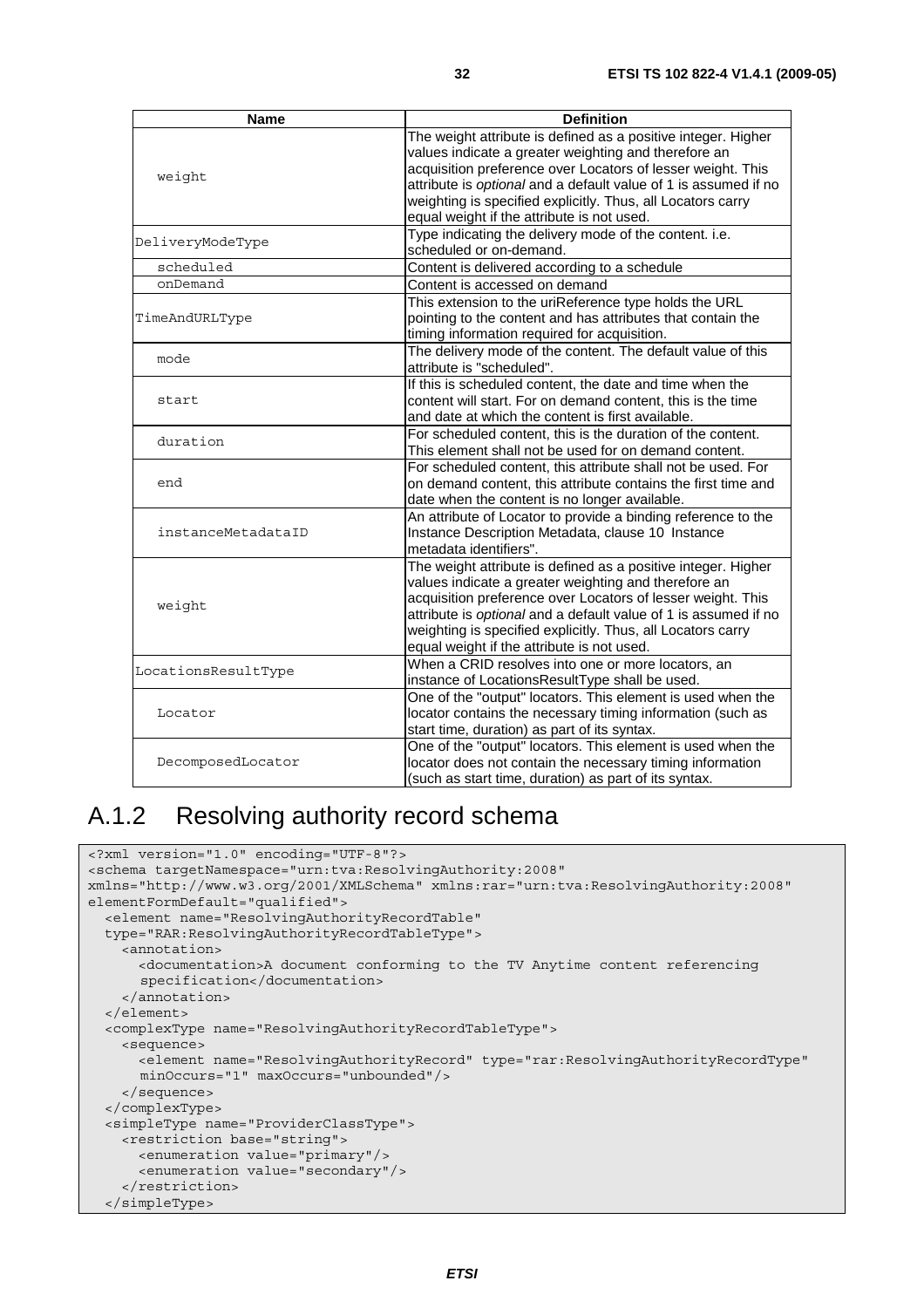| Name | Definition |
|---|---|
| weight | The weight attribute is defined as a positive integer. Higher values indicate a greater weighting and therefore an acquisition preference over Locators of lesser weight. This attribute is *optional* and a default value of 1 is assumed if no weighting is specified explicitly. Thus, all Locators carry equal weight if the attribute is not used. |
| DeliveryModeType | Type indicating the delivery mode of the content. i.e. scheduled or on-demand. |
| scheduled | Content is delivered according to a schedule |
| onDemand | Content is accessed on demand |
| TimeAndURLType | This extension to the uriReference type holds the URL pointing to the content and has attributes that contain the timing information required for acquisition. |
| mode | The delivery mode of the content. The default value of this attribute is "scheduled". |
| start | If this is scheduled content, the date and time when the content will start. For on demand content, this is the time and date at which the content is first available. |
| duration | For scheduled content, this is the duration of the content. This element shall not be used for on demand content. |
| end | For scheduled content, this attribute shall not be used. For on demand content, this attribute contains the first time and date when the content is no longer available. |
| instanceMetadataID | An attribute of Locator to provide a binding reference to the Instance Description Metadata, clause 10 Instance metadata identifiers". |
| weight | The weight attribute is defined as a positive integer. Higher values indicate a greater weighting and therefore an acquisition preference over Locators of lesser weight. This attribute is *optional* and a default value of 1 is assumed if no weighting is specified explicitly. Thus, all Locators carry equal weight if the attribute is not used. |
| LocationsResultType | When a CRID resolves into one or more locators, an instance of LocationsResultType shall be used. |
| Locator | One of the "output" locators. This element is used when the locator contains the necessary timing information (such as start time, duration) as part of its syntax. |
| DecomposedLocator | One of the "output" locators. This element is used when the locator does not contain the necessary timing information (such as start time, duration) as part of its syntax. |

## A.1.2 Resolving authority record schema

```
<?xml version="1.0" encoding="UTF-8"?>
<schema targetNamespace="urn:tva:ResolvingAuthority:2008"
xmlns="http://www.w3.org/2001/XMLSchema" xmlns:rar="urn:tva:ResolvingAuthority:2008"
elementFormDefault="qualified">
  <element name="ResolvingAuthorityRecordTable"
  type="RAR:ResolvingAuthorityRecordTableType">
    <annotation>
      <documentation>A document conforming to the TV Anytime content referencing
      specification</documentation>
    </annotation>
  </element>
  <complexType name="ResolvingAuthorityRecordTableType">
    <sequence>
      <element name="ResolvingAuthorityRecord" type="rar:ResolvingAuthorityRecordType"
      minOccurs="1" maxOccurs="unbounded"/>
    </sequence>
  </complexType>
  <simpleType name="ProviderClassType">
    <restriction base="string">
      <enumeration value="primary"/>
      <enumeration value="secondary"/>
    </restriction>
  </simpleType>
```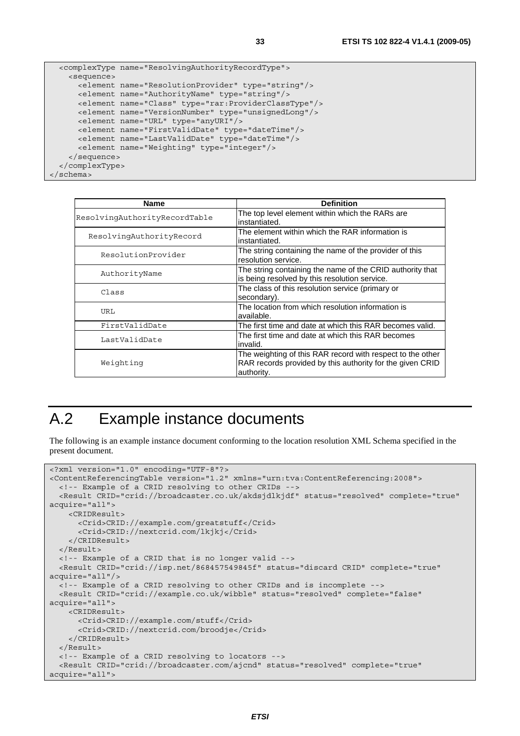```
  <complexType name="ResolvingAuthorityRecordType">
    <sequence>
      <element name="ResolutionProvider" type="string"/>
      <element name="AuthorityName" type="string"/>
      <element name="Class" type="rar:ProviderClassType"/>
      <element name="VersionNumber" type="unsignedLong"/>
      <element name="URL" type="anyURI"/>
      <element name="FirstValidDate" type="dateTime"/>
      <element name="LastValidDate" type="dateTime"/>
      <element name="Weighting" type="integer"/>
    </sequence>
  </complexType>
</schema>
```

| Name | Definition |
|---|---|
| ResolvingAuthorityRecordTable | The top level element within which the RARs are instantiated. |
| ResolvingAuthorityRecord | The element within which the RAR information is instantiated. |
| ResolutionProvider | The string containing the name of the provider of this resolution service. |
| AuthorityName | The string containing the name of the CRID authority that is being resolved by this resolution service. |
| Class | The class of this resolution service (primary or secondary). |
| URL | The location from which resolution information is available. |
| FirstValidDate | The first time and date at which this RAR becomes valid. |
| LastValidDate | The first time and date at which this RAR becomes invalid. |
| Weighting | The weighting of this RAR record with respect to the other RAR records provided by this authority for the given CRID authority. |

# A.2 Example instance documents

The following is an example instance document conforming to the location resolution XML Schema specified in the present document.

```
<?xml version="1.0" encoding="UTF-8"?>
<ContentReferencingTable version="1.2" xmlns="urn:tva:ContentReferencing:2008">
  <!-- Example of a CRID resolving to other CRIDs -->
  <Result CRID="crid://broadcaster.co.uk/akdsjdlkjdf" status="resolved" complete="true"
acquire="all">
    <CRIDResult>
      <Crid>CRID://example.com/greatstuff</Crid>
      <Crid>CRID://nextcrid.com/lkjkj</Crid>
    </CRIDResult>
  </Result>
  <!-- Example of a CRID that is no longer valid -->
  <Result CRID="crid://isp.net/868457549845f" status="discard CRID" complete="true"
acquire="all"/>
  <!-- Example of a CRID resolving to other CRIDs and is incomplete -->
  <Result CRID="crid://example.co.uk/wibble" status="resolved" complete="false"
acquire="all">
    <CRIDResult>
      <Crid>CRID://example.com/stuff</Crid>
      <Crid>CRID://nextcrid.com/broodje</Crid>
    </CRIDResult>
  </Result>
  <!-- Example of a CRID resolving to locators -->
  <Result CRID="crid://broadcaster.com/ajcnd" status="resolved" complete="true"
acquire="all">
```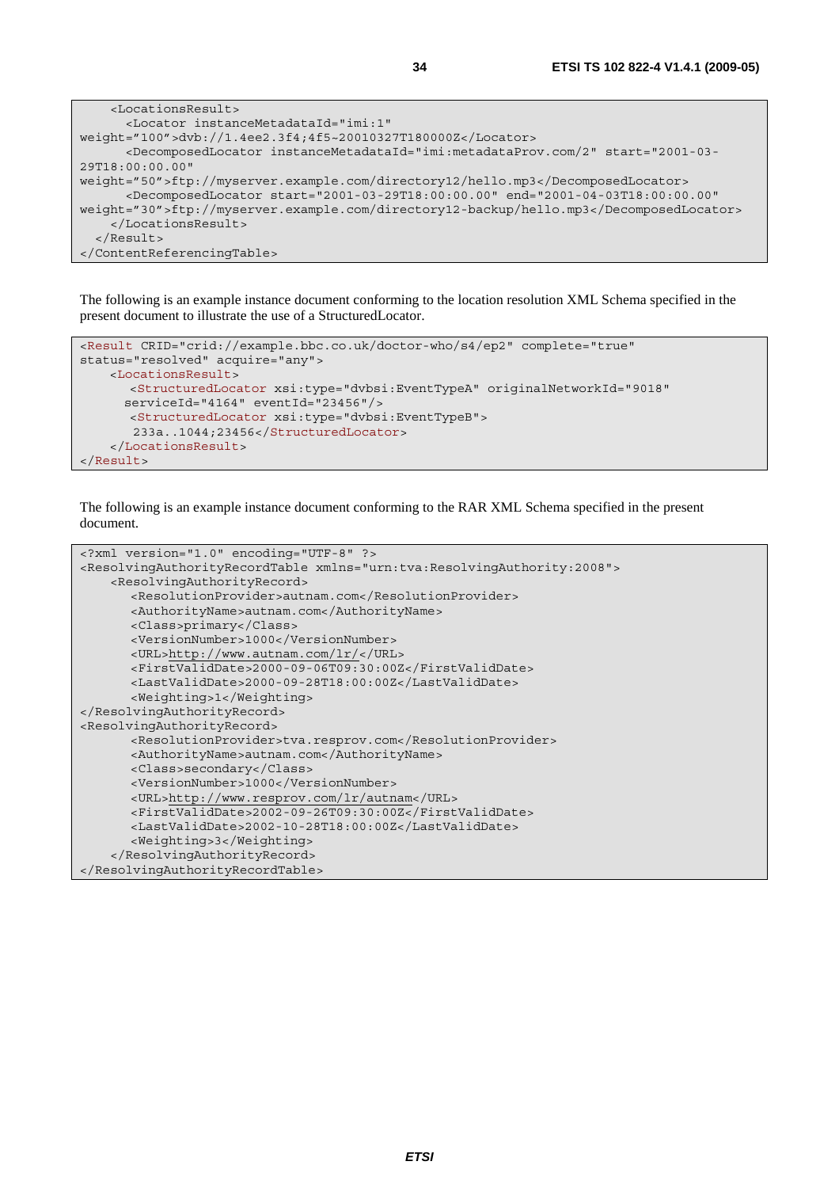```
    <LocationsResult>
      <Locator instanceMetadataId="imi:1"
weight="100">dvb://1.4ee2.3f4;4f5~20010327T180000Z</Locator>
      <DecomposedLocator instanceMetadataId="imi:metadataProv.com/2" start="2001-03-
29T18:00:00.00"
weight="50">ftp://myserver.example.com/directory12/hello.mp3</DecomposedLocator>
      <DecomposedLocator start="2001-03-29T18:00:00.00" end="2001-04-03T18:00:00.00"
weight="30">ftp://myserver.example.com/directory12-backup/hello.mp3</DecomposedLocator>
    </LocationsResult>
  </Result>
</ContentReferencingTable>
```

The following is an example instance document conforming to the location resolution XML Schema specified in the present document to illustrate the use of a StructuredLocator.

```
<Result CRID="crid://example.bbc.co.uk/doctor-who/s4/ep2" complete="true"
status="resolved" acquire="any">
    <LocationsResult>
       <StructuredLocator xsi:type="dvbsi:EventTypeA" originalNetworkId="9018"
      serviceId="4164" eventId="23456"/>
       <StructuredLocator xsi:type="dvbsi:EventTypeB">
       233a..1044;23456</StructuredLocator>
    </LocationsResult>
</Result>
```

The following is an example instance document conforming to the RAR XML Schema specified in the present document.

```
<?xml version="1.0" encoding="UTF-8" ?>
<ResolvingAuthorityRecordTable xmlns="urn:tva:ResolvingAuthority:2008">
    <ResolvingAuthorityRecord>
       <ResolutionProvider>autnam.com</ResolutionProvider>
       <AuthorityName>autnam.com</AuthorityName>
       <Class>primary</Class>
       <VersionNumber>1000</VersionNumber>
       <URL>http://www.autnam.com/lr/</URL>
       <FirstValidDate>2000-09-06T09:30:00Z</FirstValidDate>
       <LastValidDate>2000-09-28T18:00:00Z</LastValidDate>
       <Weighting>1</Weighting>
</ResolvingAuthorityRecord>
<ResolvingAuthorityRecord>
       <ResolutionProvider>tva.resprov.com</ResolutionProvider>
       <AuthorityName>autnam.com</AuthorityName>
       <Class>secondary</Class>
       <VersionNumber>1000</VersionNumber>
       <URL>http://www.resprov.com/lr/autnam</URL>
       <FirstValidDate>2002-09-26T09:30:00Z</FirstValidDate>
       <LastValidDate>2002-10-28T18:00:00Z</LastValidDate>
       <Weighting>3</Weighting>
    </ResolvingAuthorityRecord>
</ResolvingAuthorityRecordTable>
```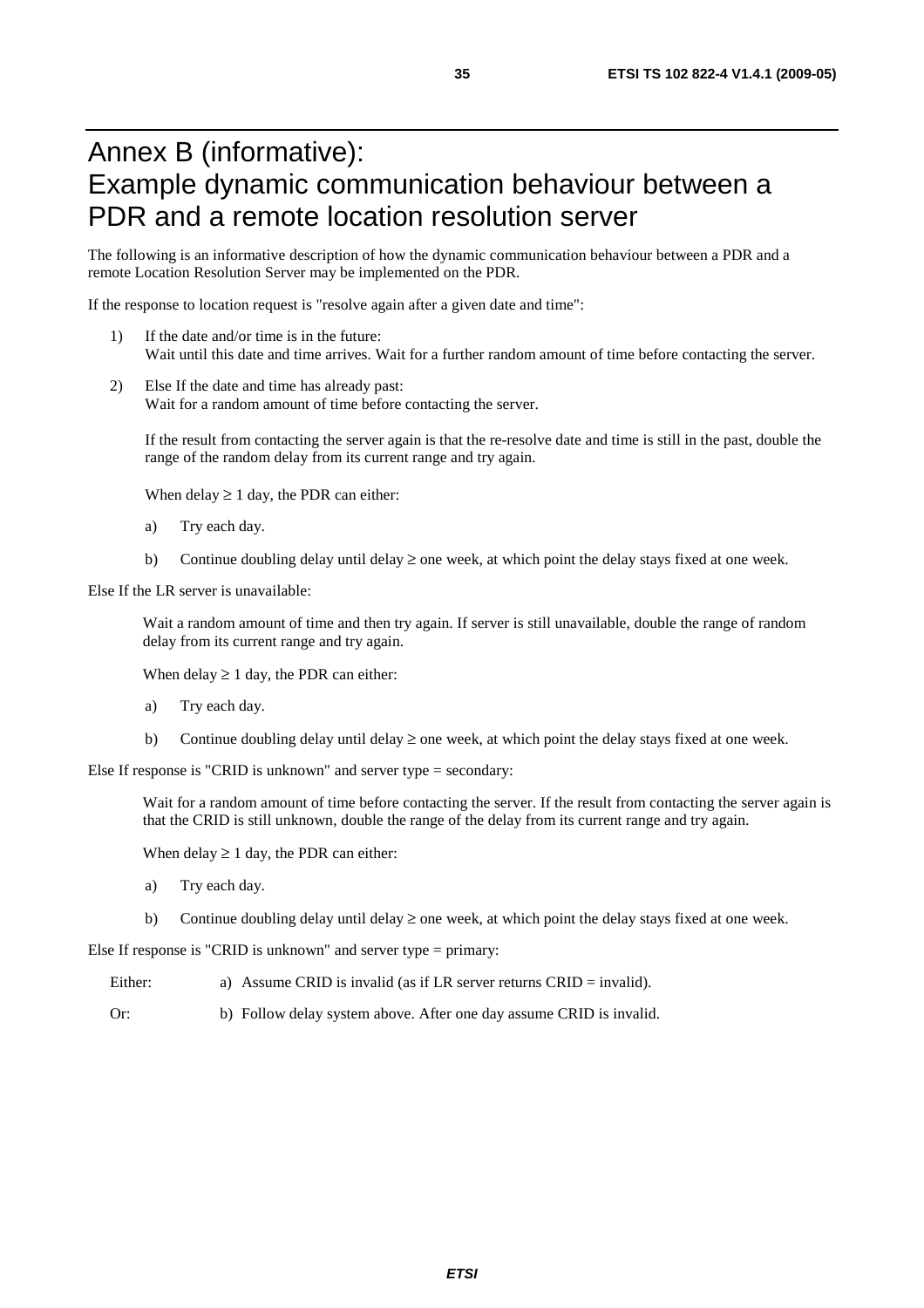# Annex B (informative): Example dynamic communication behaviour between a PDR and a remote location resolution server

The following is an informative description of how the dynamic communication behaviour between a PDR and a remote Location Resolution Server may be implemented on the PDR.

If the response to location request is "resolve again after a given date and time":

1) If the date and/or time is in the future:
   Wait until this date and time arrives. Wait for a further random amount of time before contacting the server.

2) Else If the date and time has already past:
   Wait for a random amount of time before contacting the server.

   If the result from contacting the server again is that the re-resolve date and time is still in the past, double the range of the random delay from its current range and try again.

   When delay ≥ 1 day, the PDR can either:

   a) Try each day.

   b) Continue doubling delay until delay ≥ one week, at which point the delay stays fixed at one week.

Else If the LR server is unavailable:

Wait a random amount of time and then try again. If server is still unavailable, double the range of random delay from its current range and try again.

When delay ≥ 1 day, the PDR can either:

a) Try each day.

b) Continue doubling delay until delay ≥ one week, at which point the delay stays fixed at one week.

Else If response is "CRID is unknown" and server type = secondary:

Wait for a random amount of time before contacting the server. If the result from contacting the server again is that the CRID is still unknown, double the range of the delay from its current range and try again.

When delay ≥ 1 day, the PDR can either:

a) Try each day.

b) Continue doubling delay until delay ≥ one week, at which point the delay stays fixed at one week.

Else If response is "CRID is unknown" and server type = primary:

Either: a) Assume CRID is invalid (as if LR server returns CRID = invalid).

Or: b) Follow delay system above. After one day assume CRID is invalid.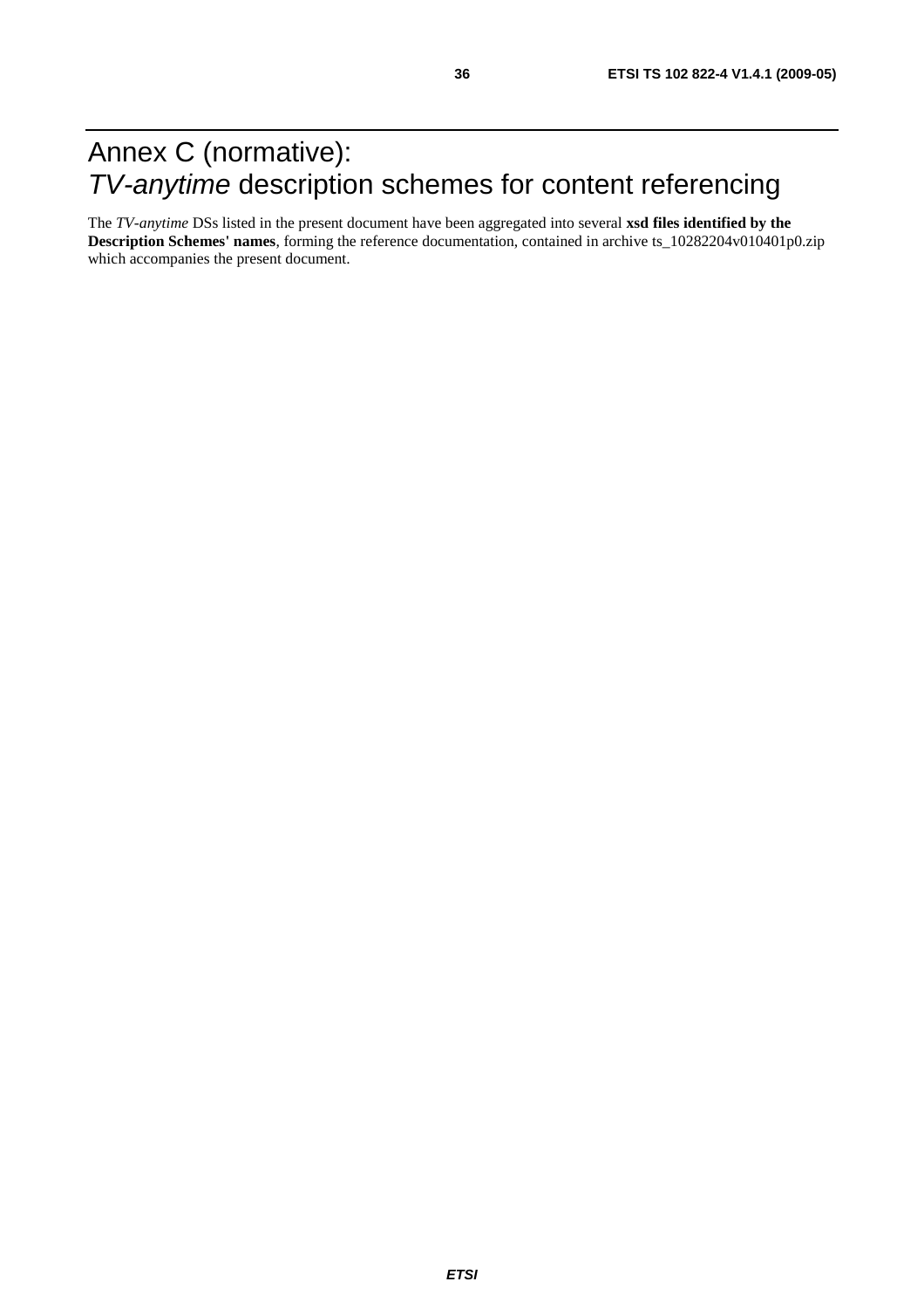# Annex C (normative): *TV-anytime* description schemes for content referencing

The *TV-anytime* DSs listed in the present document have been aggregated into several **xsd files identified by the Description Schemes' names**, forming the reference documentation, contained in archive ts_10282204v010401p0.zip which accompanies the present document.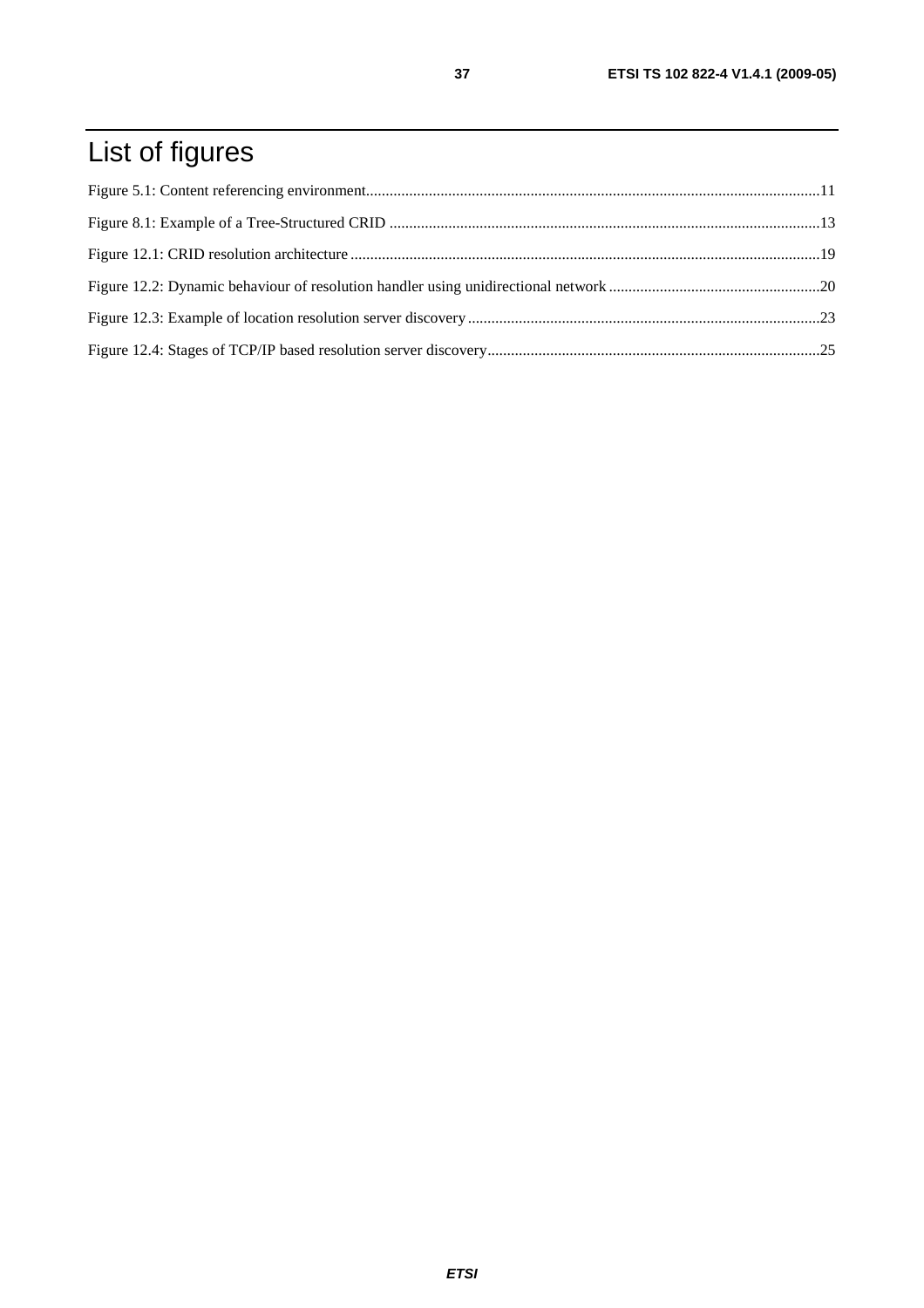# List of figures

Figure 5.1: Content referencing environment....................................................................................................................11

Figure 8.1: Example of a Tree-Structured CRID ............................................................................................................13

Figure 12.1: CRID resolution architecture ......................................................................................................................19

Figure 12.2: Dynamic behaviour of resolution handler using unidirectional network ......................................................20

Figure 12.3: Example of location resolution server discovery .........................................................................................23

Figure 12.4: Stages of TCP/IP based resolution server discovery....................................................................................25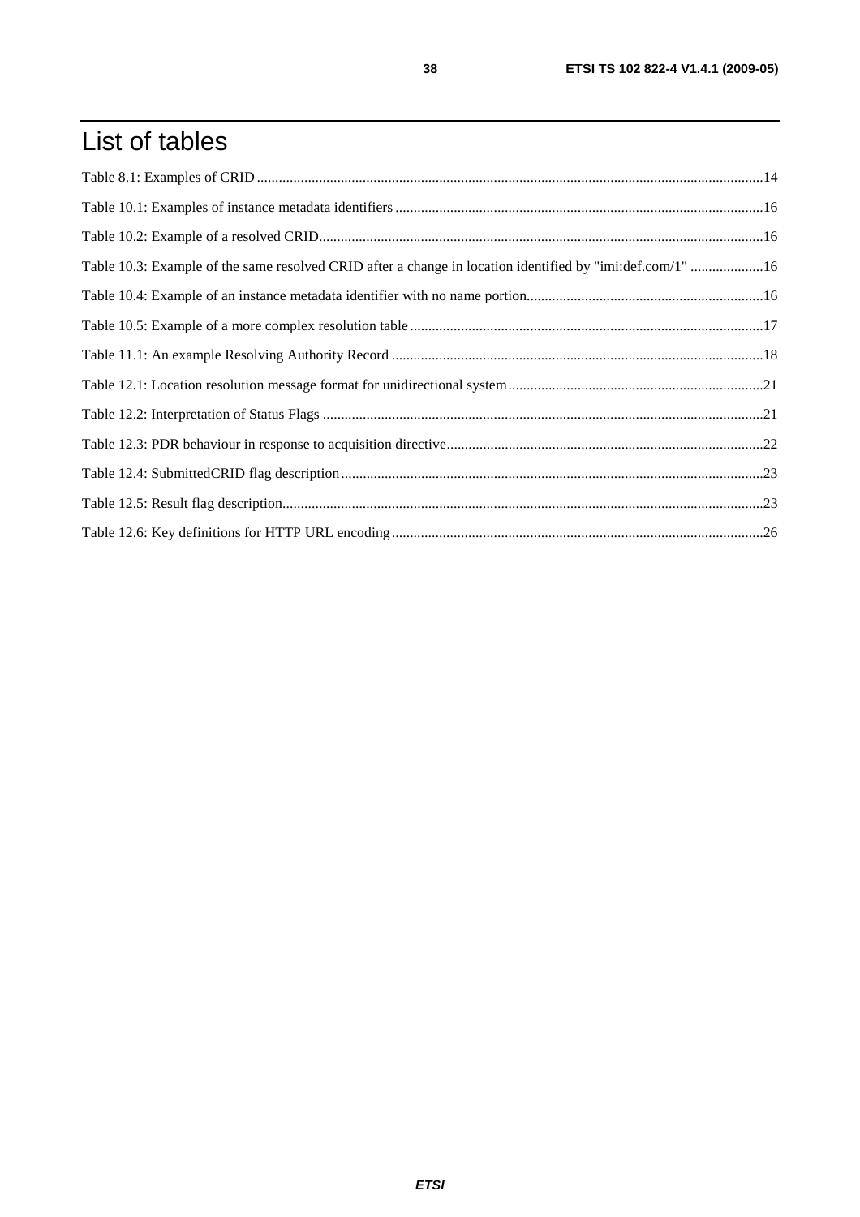# List of tables

Table 8.1: Examples of CRID ..........14

Table 10.1: Examples of instance metadata identifiers ..........16

Table 10.2: Example of a resolved CRID..........16

Table 10.3: Example of the same resolved CRID after a change in location identified by "imi:def.com/1" ..........16

Table 10.4: Example of an instance metadata identifier with no name portion..........16

Table 10.5: Example of a more complex resolution table ..........17

Table 11.1: An example Resolving Authority Record ..........18

Table 12.1: Location resolution message format for unidirectional system..........21

Table 12.2: Interpretation of Status Flags ..........21

Table 12.3: PDR behaviour in response to acquisition directive..........22

Table 12.4: SubmittedCRID flag description..........23

Table 12.5: Result flag description..........23

Table 12.6: Key definitions for HTTP URL encoding..........26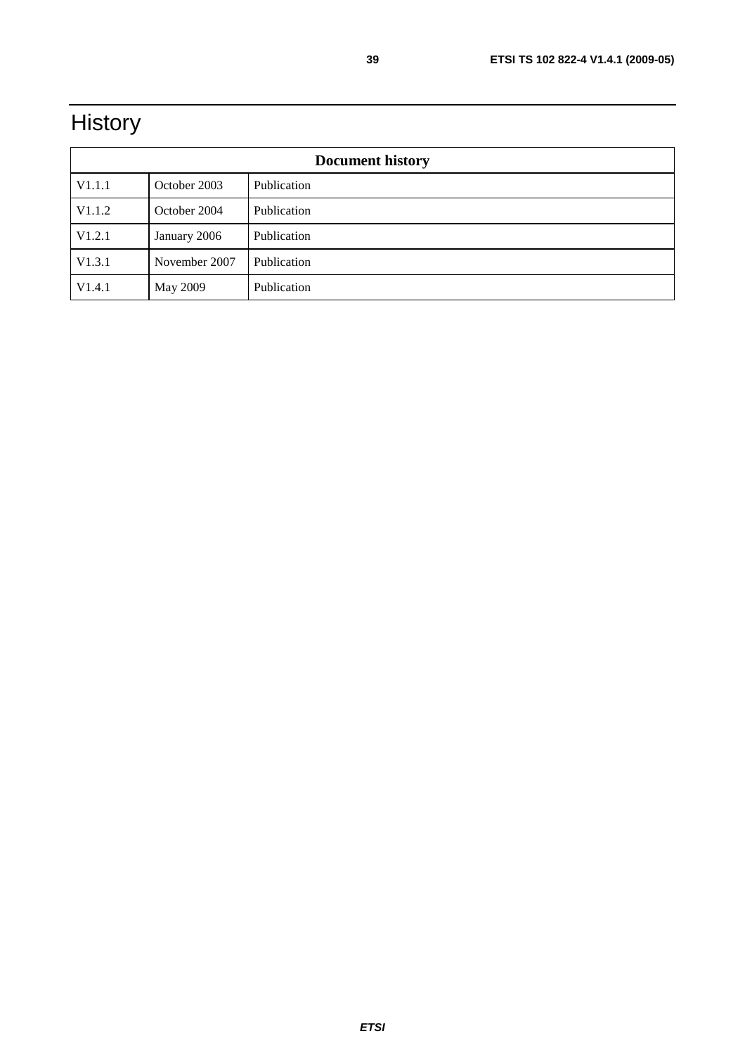# History

| Document history | | |
|---|---|---|
| V1.1.1 | October 2003 | Publication |
| V1.1.2 | October 2004 | Publication |
| V1.2.1 | January 2006 | Publication |
| V1.3.1 | November 2007 | Publication |
| V1.4.1 | May 2009 | Publication |